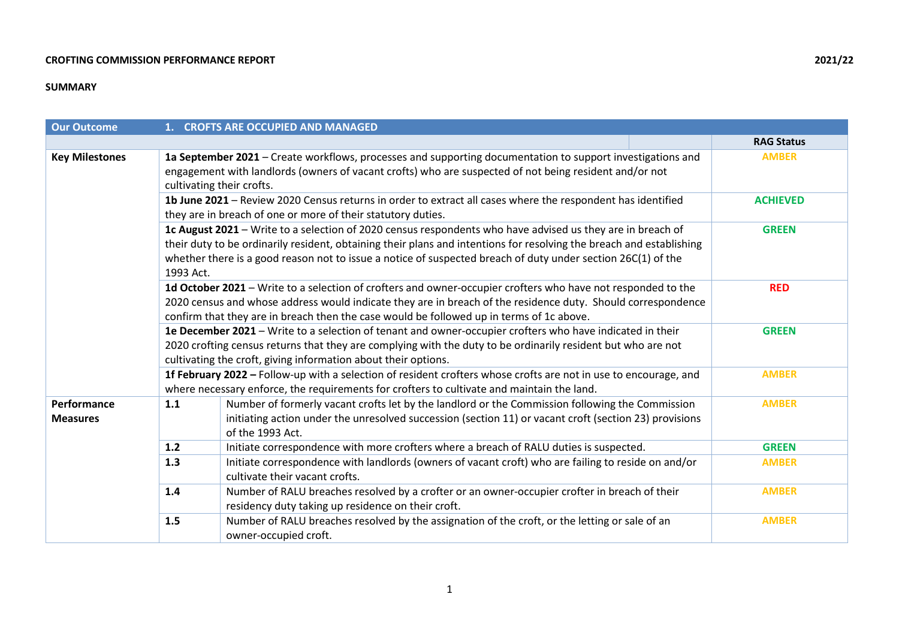**CROFTING COMMISSION PERFORMANCE REPORT** **2021/22**

**SUMMARY**

| Our Outcome | 1. CROFTS ARE OCCUPIED AND MANAGED | | RAG Status |
|---|---|---|---|
| **Key Milestones** | **1a September 2021** – Create workflows, processes and supporting documentation to support investigations and engagement with landlords (owners of vacant crofts) who are suspected of not being resident and/or not cultivating their crofts. | | AMBER |
| | **1b June 2021** – Review 2020 Census returns in order to extract all cases where the respondent has identified they are in breach of one or more of their statutory duties. | | ACHIEVED |
| | **1c August 2021** – Write to a selection of 2020 census respondents who have advised us they are in breach of their duty to be ordinarily resident, obtaining their plans and intentions for resolving the breach and establishing whether there is a good reason not to issue a notice of suspected breach of duty under section 26C(1) of the 1993 Act. | | GREEN |
| | **1d October 2021** – Write to a selection of crofters and owner-occupier crofters who have not responded to the 2020 census and whose address would indicate they are in breach of the residence duty. Should correspondence confirm that they are in breach then the case would be followed up in terms of 1c above. | | RED |
| | **1e December 2021** – Write to a selection of tenant and owner-occupier crofters who have indicated in their 2020 crofting census returns that they are complying with the duty to be ordinarily resident but who are not cultivating the croft, giving information about their options. | | GREEN |
| | **1f February 2022 –** Follow-up with a selection of resident crofters whose crofts are not in use to encourage, and where necessary enforce, the requirements for crofters to cultivate and maintain the land. | | AMBER |
| **Performance Measures** | **1.1** | Number of formerly vacant crofts let by the landlord or the Commission following the Commission initiating action under the unresolved succession (section 11) or vacant croft (section 23) provisions of the 1993 Act. | AMBER |
| | **1.2** | Initiate correspondence with more crofters where a breach of RALU duties is suspected. | GREEN |
| | **1.3** | Initiate correspondence with landlords (owners of vacant croft) who are failing to reside on and/or cultivate their vacant crofts. | AMBER |
| | **1.4** | Number of RALU breaches resolved by a crofter or an owner-occupier crofter in breach of their residency duty taking up residence on their croft. | AMBER |
| | **1.5** | Number of RALU breaches resolved by the assignation of the croft, or the letting or sale of an owner-occupied croft. | AMBER |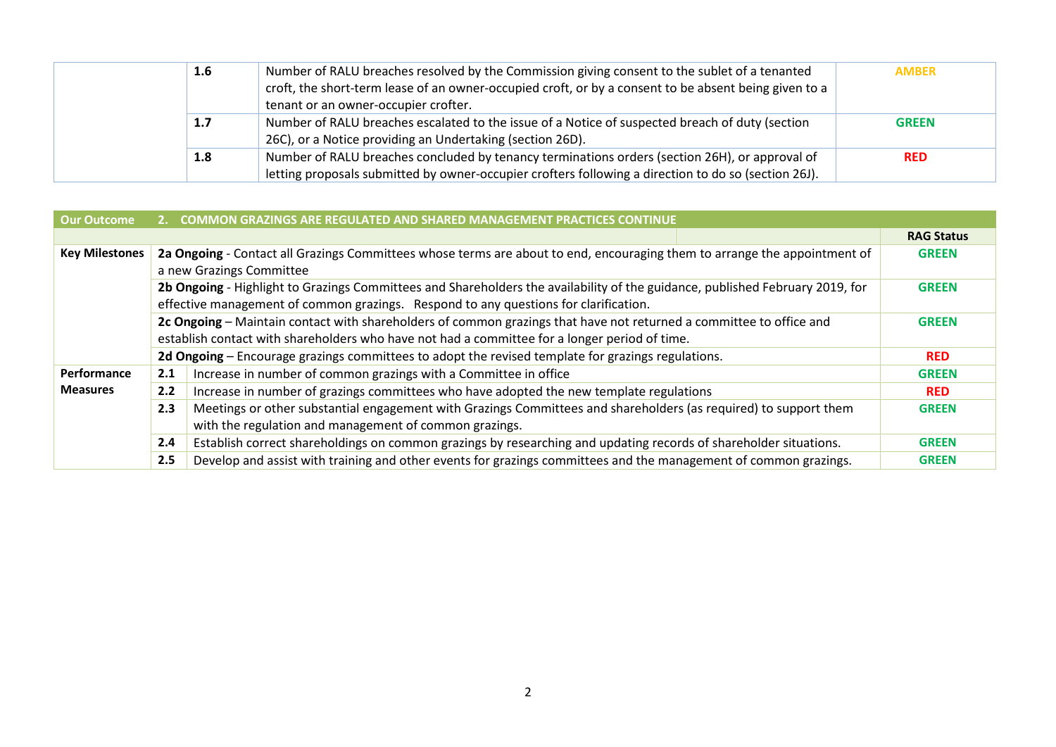| | | | |
|---|---|---|---|
| | **1.6** | Number of RALU breaches resolved by the Commission giving consent to the sublet of a tenanted croft, the short-term lease of an owner-occupied croft, or by a consent to be absent being given to a tenant or an owner-occupier crofter. | **AMBER** |
| | **1.7** | Number of RALU breaches escalated to the issue of a Notice of suspected breach of duty (section 26C), or a Notice providing an Undertaking (section 26D). | **GREEN** |
| | **1.8** | Number of RALU breaches concluded by tenancy terminations orders (section 26H), or approval of letting proposals submitted by owner-occupier crofters following a direction to do so (section 26J). | **RED** |

| **Our Outcome** | **2. COMMON GRAZINGS ARE REGULATED AND SHARED MANAGEMENT PRACTICES CONTINUE** | | |
|---|---|---|---|
| | | | **RAG Status** |
| **Key Milestones** | **2a Ongoing** - Contact all Grazings Committees whose terms are about to end, encouraging them to arrange the appointment of a new Grazings Committee | | **GREEN** |
| | **2b Ongoing** - Highlight to Grazings Committees and Shareholders the availability of the guidance, published February 2019, for effective management of common grazings. Respond to any questions for clarification. | | **GREEN** |
| | **2c Ongoing** – Maintain contact with shareholders of common grazings that have not returned a committee to office and establish contact with shareholders who have not had a committee for a longer period of time. | | **GREEN** |
| | **2d Ongoing** – Encourage grazings committees to adopt the revised template for grazings regulations. | | **RED** |
| **Performance Measures** | **2.1** | Increase in number of common grazings with a Committee in office | **GREEN** |
| | **2.2** | Increase in number of grazings committees who have adopted the new template regulations | **RED** |
| | **2.3** | Meetings or other substantial engagement with Grazings Committees and shareholders (as required) to support them with the regulation and management of common grazings. | **GREEN** |
| | **2.4** | Establish correct shareholdings on common grazings by researching and updating records of shareholder situations. | **GREEN** |
| | **2.5** | Develop and assist with training and other events for grazings committees and the management of common grazings. | **GREEN** |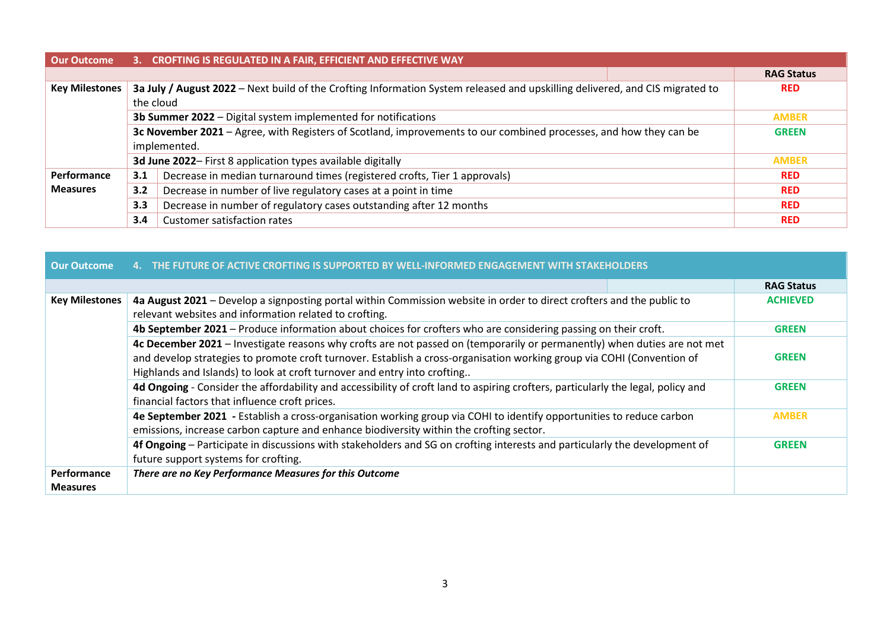| Our Outcome | 3. CROFTING IS REGULATED IN A FAIR, EFFICIENT AND EFFECTIVE WAY | | RAG Status |
|---|---|---|---|
| Key Milestones | **3a July / August 2022** – Next build of the Crofting Information System released and upskilling delivered, and CIS migrated to the cloud | | RED |
| | **3b Summer 2022** – Digital system implemented for notifications | | AMBER |
| | **3c November 2021** – Agree, with Registers of Scotland, improvements to our combined processes, and how they can be implemented. | | GREEN |
| | **3d June 2022**– First 8 application types available digitally | | AMBER |
| Performance Measures | **3.1** | Decrease in median turnaround times (registered crofts, Tier 1 approvals) | RED |
| | **3.2** | Decrease in number of live regulatory cases at a point in time | RED |
| | **3.3** | Decrease in number of regulatory cases outstanding after 12 months | RED |
| | **3.4** | Customer satisfaction rates | RED |

| Our Outcome | 4. THE FUTURE OF ACTIVE CROFTING IS SUPPORTED BY WELL-INFORMED ENGAGEMENT WITH STAKEHOLDERS | RAG Status |
|---|---|---|
| Key Milestones | **4a August 2021** – Develop a signposting portal within Commission website in order to direct crofters and the public to relevant websites and information related to crofting. | ACHIEVED |
| | **4b September 2021** – Produce information about choices for crofters who are considering passing on their croft. | GREEN |
| | **4c December 2021** – Investigate reasons why crofts are not passed on (temporarily or permanently) when duties are not met and develop strategies to promote croft turnover. Establish a cross-organisation working group via COHI (Convention of Highlands and Islands) to look at croft turnover and entry into crofting.. | GREEN |
| | **4d Ongoing** - Consider the affordability and accessibility of croft land to aspiring crofters, particularly the legal, policy and financial factors that influence croft prices. | GREEN |
| | **4e September 2021** - Establish a cross-organisation working group via COHI to identify opportunities to reduce carbon emissions, increase carbon capture and enhance biodiversity within the crofting sector. | AMBER |
| | **4f Ongoing** – Participate in discussions with stakeholders and SG on crofting interests and particularly the development of future support systems for crofting. | GREEN |
| Performance Measures | ***There are no Key Performance Measures for this Outcome*** | |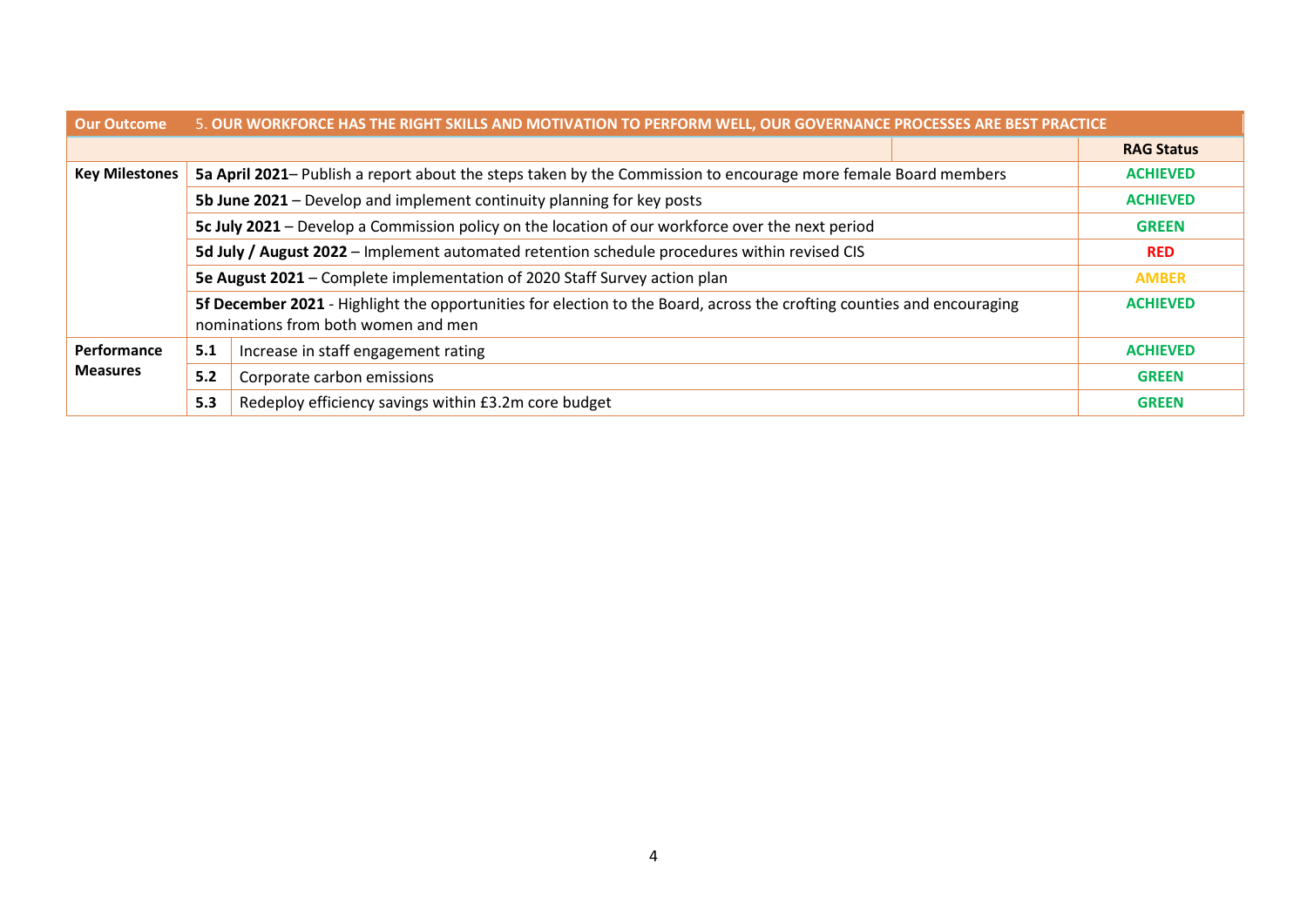| Our Outcome | 5. **OUR WORKFORCE HAS THE RIGHT SKILLS AND MOTIVATION TO PERFORM WELL, OUR GOVERNANCE PROCESSES ARE BEST PRACTICE** | | |
|---|---|---|---|
| | | | **RAG Status** |
| **Key Milestones** | **5a April 2021**– Publish a report about the steps taken by the Commission to encourage more female Board members | | **ACHIEVED** |
| | **5b June 2021** – Develop and implement continuity planning for key posts | | **ACHIEVED** |
| | **5c July 2021** – Develop a Commission policy on the location of our workforce over the next period | | **GREEN** |
| | **5d July / August 2022** – Implement automated retention schedule procedures within revised CIS | | **RED** |
| | **5e August 2021** – Complete implementation of 2020 Staff Survey action plan | | **AMBER** |
| | **5f December 2021** - Highlight the opportunities for election to the Board, across the crofting counties and encouraging nominations from both women and men | | **ACHIEVED** |
| **Performance Measures** | **5.1** | Increase in staff engagement rating | **ACHIEVED** |
| | **5.2** | Corporate carbon emissions | **GREEN** |
| | **5.3** | Redeploy efficiency savings within £3.2m core budget | **GREEN** |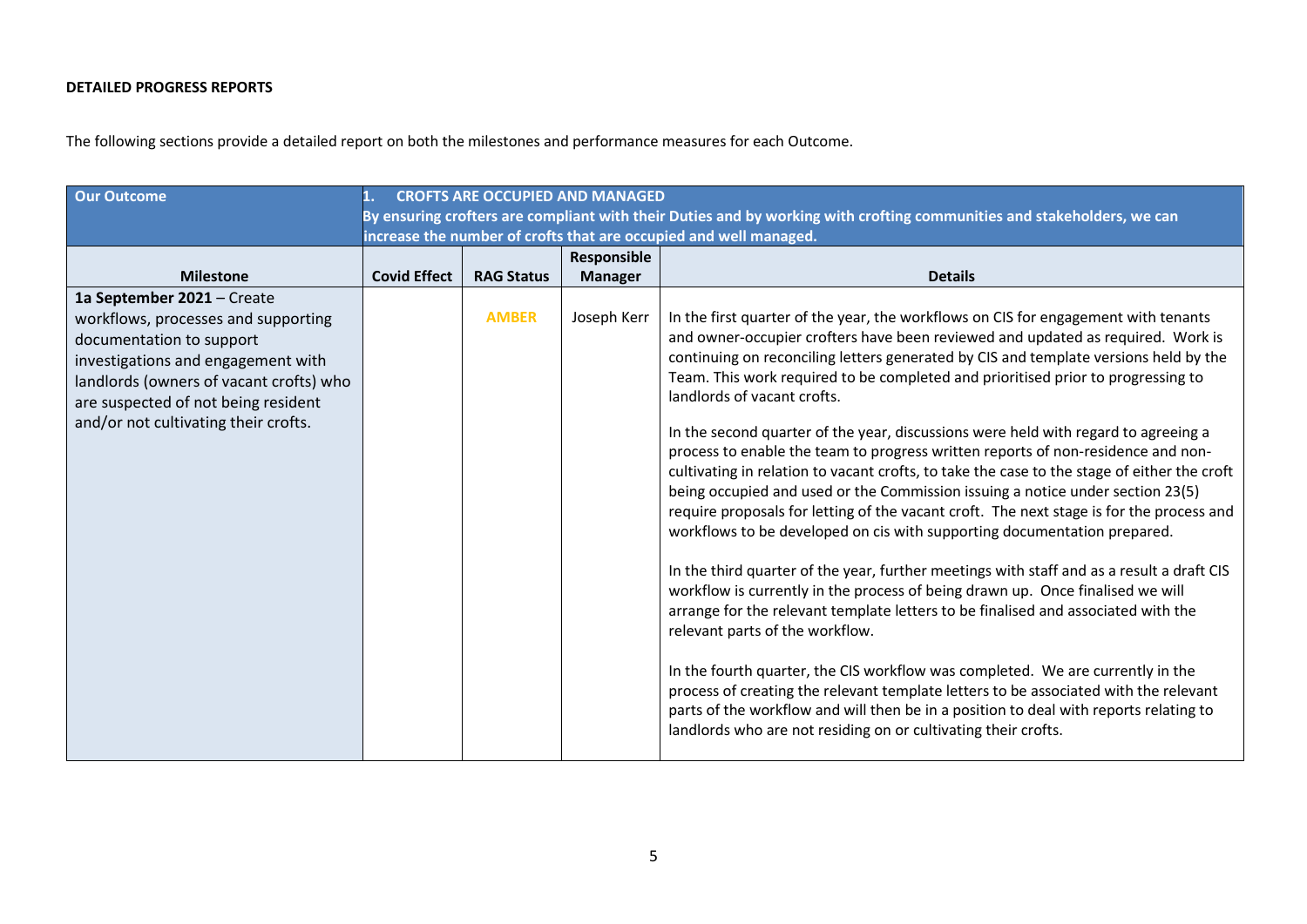**DETAILED PROGRESS REPORTS**

The following sections provide a detailed report on both the milestones and performance measures for each Outcome.

| Our Outcome | 1. CROFTS ARE OCCUPIED AND MANAGED<br>By ensuring crofters are compliant with their Duties and by working with crofting communities and stakeholders, we can increase the number of crofts that are occupied and well managed. | | | |
|---|---|---|---|---|
| **Milestone** | **Covid Effect** | **RAG Status** | **Responsible Manager** | **Details** |
| **1a September 2021** – Create workflows, processes and supporting documentation to support investigations and engagement with landlords (owners of vacant crofts) who are suspected of not being resident and/or not cultivating their crofts. | | AMBER | Joseph Kerr | In the first quarter of the year, the workflows on CIS for engagement with tenants and owner-occupier crofters have been reviewed and updated as required. Work is continuing on reconciling letters generated by CIS and template versions held by the Team. This work required to be completed and prioritised prior to progressing to landlords of vacant crofts.<br><br>In the second quarter of the year, discussions were held with regard to agreeing a process to enable the team to progress written reports of non-residence and non-cultivating in relation to vacant crofts, to take the case to the stage of either the croft being occupied and used or the Commission issuing a notice under section 23(5) require proposals for letting of the vacant croft. The next stage is for the process and workflows to be developed on cis with supporting documentation prepared.<br><br>In the third quarter of the year, further meetings with staff and as a result a draft CIS workflow is currently in the process of being drawn up. Once finalised we will arrange for the relevant template letters to be finalised and associated with the relevant parts of the workflow.<br><br>In the fourth quarter, the CIS workflow was completed. We are currently in the process of creating the relevant template letters to be associated with the relevant parts of the workflow and will then be in a position to deal with reports relating to landlords who are not residing on or cultivating their crofts. |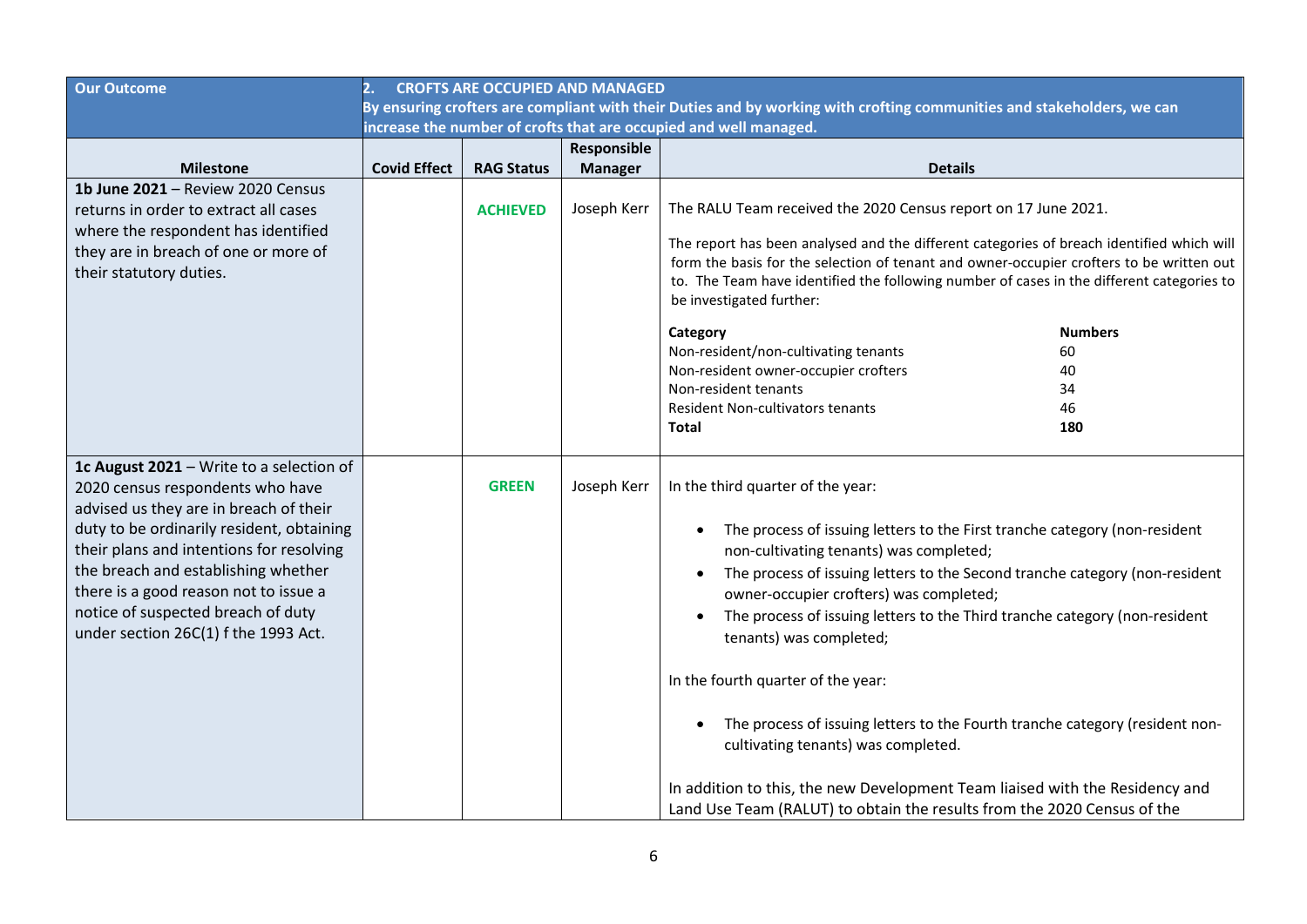| Our Outcome | 2. CROFTS ARE OCCUPIED AND MANAGED<br>By ensuring crofters are compliant with their Duties and by working with crofting communities and stakeholders, we can increase the number of crofts that are occupied and well managed. | | | |
|---|---|---|---|---|
| **Milestone** | **Covid Effect** | **RAG Status** | **Responsible Manager** | **Details** |
| **1b June 2021** – Review 2020 Census returns in order to extract all cases where the respondent has identified they are in breach of one or more of their statutory duties. | | **ACHIEVED** | Joseph Kerr | The RALU Team received the 2020 Census report on 17 June 2021.<br><br>The report has been analysed and the different categories of breach identified which will form the basis for the selection of tenant and owner-occupier crofters to be written out to. The Team have identified the following number of cases in the different categories to be investigated further:<br><br>**Category** — **Numbers**<br>Non-resident/non-cultivating tenants — 60<br>Non-resident owner-occupier crofters — 40<br>Non-resident tenants — 34<br>Resident Non-cultivators tenants — 46<br>**Total** — **180** |
| **1c August 2021** – Write to a selection of 2020 census respondents who have advised us they are in breach of their duty to be ordinarily resident, obtaining their plans and intentions for resolving the breach and establishing whether there is a good reason not to issue a notice of suspected breach of duty under section 26C(1) f the 1993 Act. | | **GREEN** | Joseph Kerr | In the third quarter of the year:<br><br>• The process of issuing letters to the First tranche category (non-resident non-cultivating tenants) was completed;<br>• The process of issuing letters to the Second tranche category (non-resident owner-occupier crofters) was completed;<br>• The process of issuing letters to the Third tranche category (non-resident tenants) was completed;<br><br>In the fourth quarter of the year:<br><br>• The process of issuing letters to the Fourth tranche category (resident non-cultivating tenants) was completed.<br><br>In addition to this, the new Development Team liaised with the Residency and Land Use Team (RALUT) to obtain the results from the 2020 Census of the |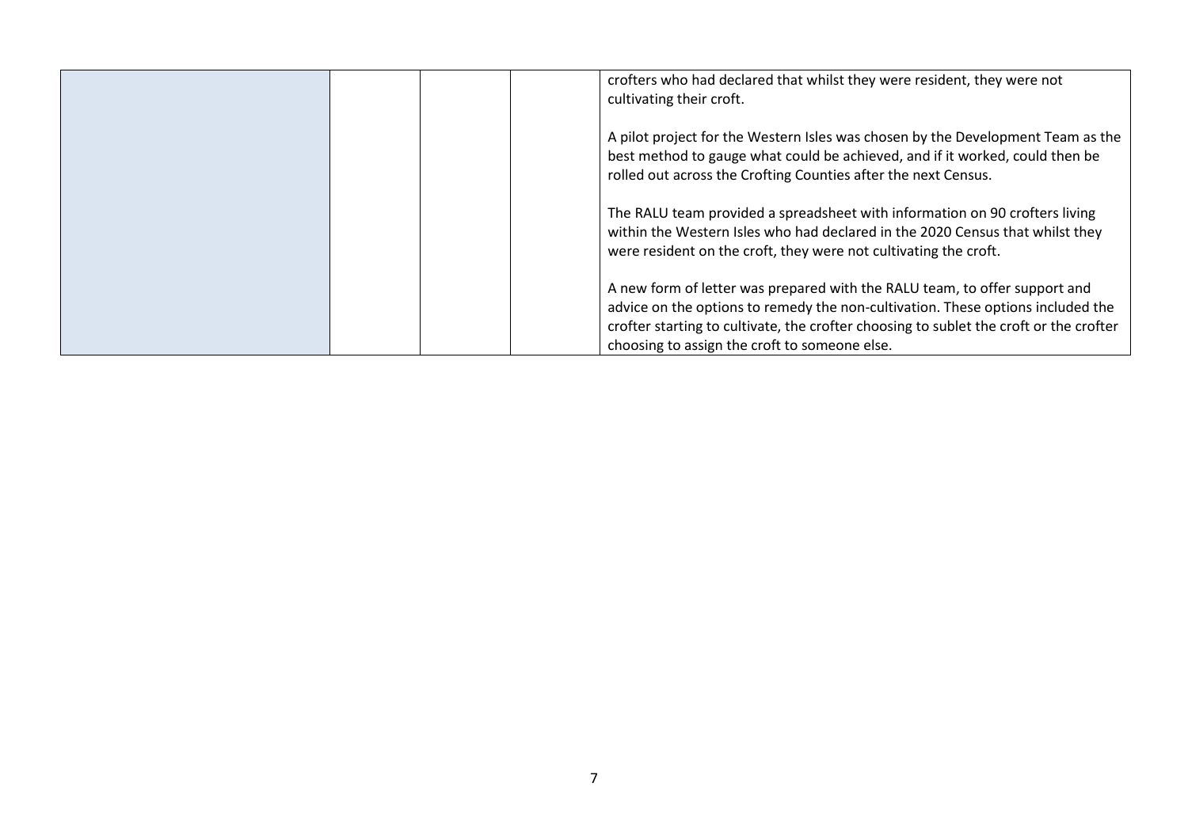| | | | | |
|---|---|---|---|---|
| | | | | crofters who had declared that whilst they were resident, they were not cultivating their croft.<br><br>A pilot project for the Western Isles was chosen by the Development Team as the best method to gauge what could be achieved, and if it worked, could then be rolled out across the Crofting Counties after the next Census.<br><br>The RALU team provided a spreadsheet with information on 90 crofters living within the Western Isles who had declared in the 2020 Census that whilst they were resident on the croft, they were not cultivating the croft.<br><br>A new form of letter was prepared with the RALU team, to offer support and advice on the options to remedy the non-cultivation. These options included the crofter starting to cultivate, the crofter choosing to sublet the croft or the crofter choosing to assign the croft to someone else. |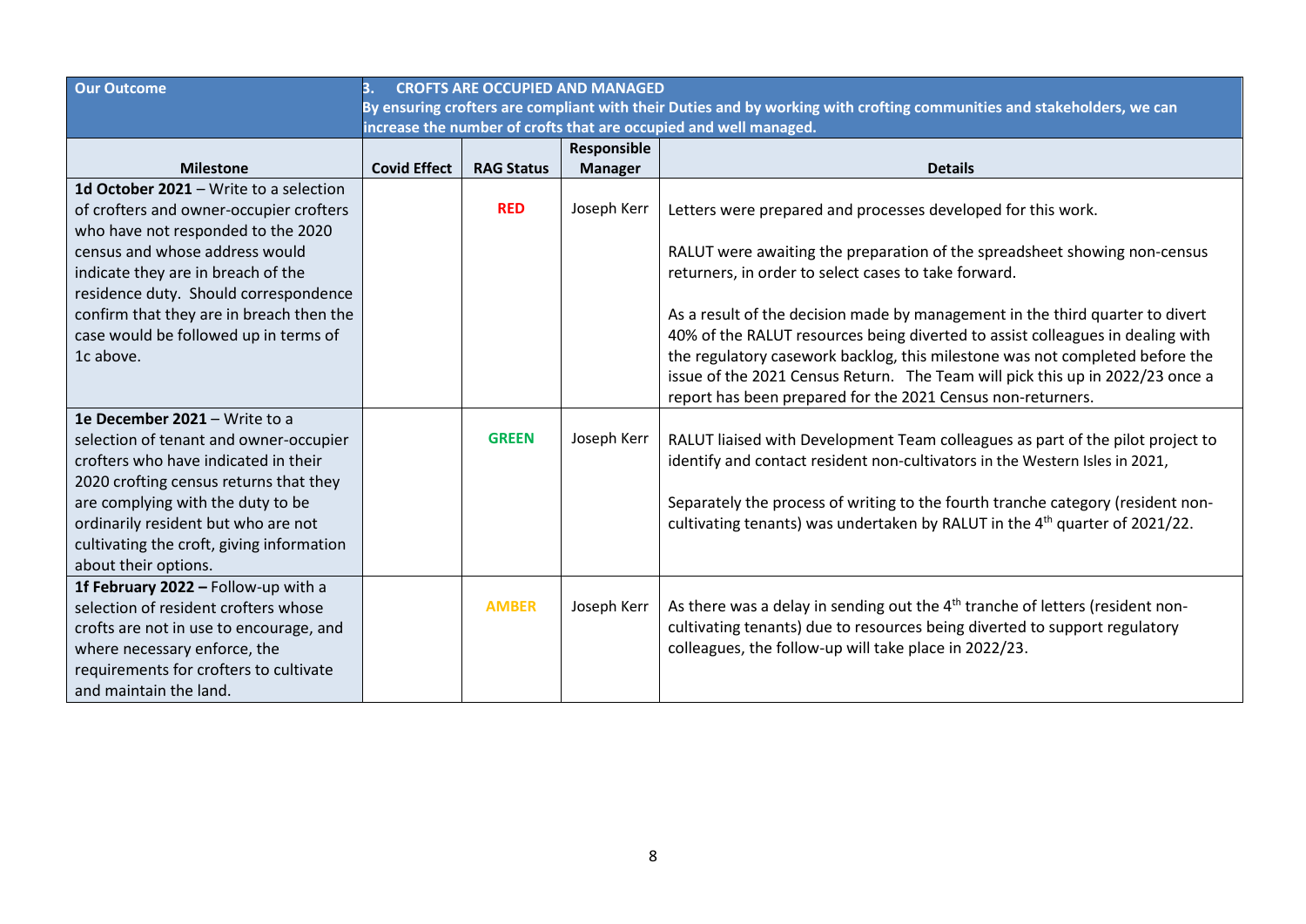| Our Outcome | 3. CROFTS ARE OCCUPIED AND MANAGED<br>By ensuring crofters are compliant with their Duties and by working with crofting communities and stakeholders, we can increase the number of crofts that are occupied and well managed. | | | |
|---|---|---|---|---|
| **Milestone** | **Covid Effect** | **RAG Status** | **Responsible Manager** | **Details** |
| **1d October 2021** – Write to a selection of crofters and owner-occupier crofters who have not responded to the 2020 census and whose address would indicate they are in breach of the residence duty. Should correspondence confirm that they are in breach then the case would be followed up in terms of 1c above. | | **RED** | Joseph Kerr | Letters were prepared and processes developed for this work.<br><br>RALUT were awaiting the preparation of the spreadsheet showing non-census returners, in order to select cases to take forward.<br><br>As a result of the decision made by management in the third quarter to divert 40% of the RALUT resources being diverted to assist colleagues in dealing with the regulatory casework backlog, this milestone was not completed before the issue of the 2021 Census Return. The Team will pick this up in 2022/23 once a report has been prepared for the 2021 Census non-returners. |
| **1e December 2021** – Write to a selection of tenant and owner-occupier crofters who have indicated in their 2020 crofting census returns that they are complying with the duty to be ordinarily resident but who are not cultivating the croft, giving information about their options. | | **GREEN** | Joseph Kerr | RALUT liaised with Development Team colleagues as part of the pilot project to identify and contact resident non-cultivators in the Western Isles in 2021,<br><br>Separately the process of writing to the fourth tranche category (resident non-cultivating tenants) was undertaken by RALUT in the 4th quarter of 2021/22. |
| **1f February 2022 –** Follow-up with a selection of resident crofters whose crofts are not in use to encourage, and where necessary enforce, the requirements for crofters to cultivate and maintain the land. | | **AMBER** | Joseph Kerr | As there was a delay in sending out the 4th tranche of letters (resident non-cultivating tenants) due to resources being diverted to support regulatory colleagues, the follow-up will take place in 2022/23. |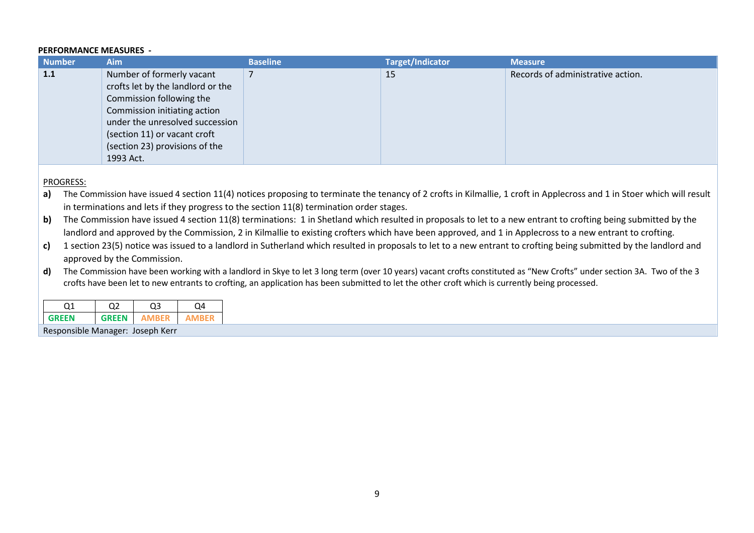**PERFORMANCE MEASURES -**

| Number | Aim | Baseline | Target/Indicator | Measure |
|---|---|---|---|---|
| **1.1** | Number of formerly vacant crofts let by the landlord or the Commission following the Commission initiating action under the unresolved succession (section 11) or vacant croft (section 23) provisions of the 1993 Act. | 7 | 15 | Records of administrative action. |

PROGRESS:

**a)** The Commission have issued 4 section 11(4) notices proposing to terminate the tenancy of 2 crofts in Kilmallie, 1 croft in Applecross and 1 in Stoer which will result in terminations and lets if they progress to the section 11(8) termination order stages.

**b)** The Commission have issued 4 section 11(8) terminations: 1 in Shetland which resulted in proposals to let to a new entrant to crofting being submitted by the landlord and approved by the Commission, 2 in Kilmallie to existing crofters which have been approved, and 1 in Applecross to a new entrant to crofting.

**c)** 1 section 23(5) notice was issued to a landlord in Sutherland which resulted in proposals to let to a new entrant to crofting being submitted by the landlord and approved by the Commission.

**d)** The Commission have been working with a landlord in Skye to let 3 long term (over 10 years) vacant crofts constituted as "New Crofts" under section 3A. Two of the 3 crofts have been let to new entrants to crofting, an application has been submitted to let the other croft which is currently being processed.

| Q1 | Q2 | Q3 | Q4 |
|---|---|---|---|
| GREEN | GREEN | AMBER | AMBER |

Responsible Manager: Joseph Kerr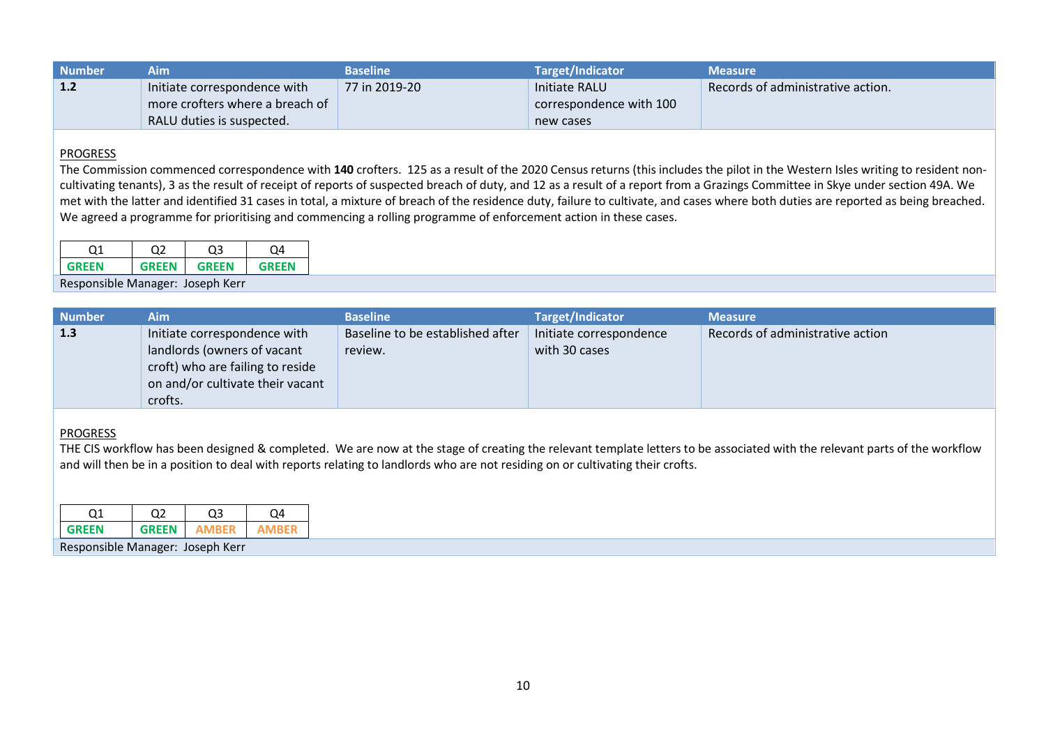| Number | Aim | Baseline | Target/Indicator | Measure |
|---|---|---|---|---|
| **1.2** | Initiate correspondence with more crofters where a breach of RALU duties is suspected. | 77 in 2019-20 | Initiate RALU correspondence with 100 new cases | Records of administrative action. |

PROGRESS

The Commission commenced correspondence with **140** crofters. 125 as a result of the 2020 Census returns (this includes the pilot in the Western Isles writing to resident non-cultivating tenants), 3 as the result of receipt of reports of suspected breach of duty, and 12 as a result of a report from a Grazings Committee in Skye under section 49A. We met with the latter and identified 31 cases in total, a mixture of breach of the residence duty, failure to cultivate, and cases where both duties are reported as being breached. We agreed a programme for prioritising and commencing a rolling programme of enforcement action in these cases.

| Q1 | Q2 | Q3 | Q4 |
|---|---|---|---|
| GREEN | GREEN | GREEN | GREEN |

Responsible Manager: Joseph Kerr

| Number | Aim | Baseline | Target/Indicator | Measure |
|---|---|---|---|---|
| **1.3** | Initiate correspondence with landlords (owners of vacant croft) who are failing to reside on and/or cultivate their vacant crofts. | Baseline to be established after review. | Initiate correspondence with 30 cases | Records of administrative action |

PROGRESS

THE CIS workflow has been designed & completed. We are now at the stage of creating the relevant template letters to be associated with the relevant parts of the workflow and will then be in a position to deal with reports relating to landlords who are not residing on or cultivating their crofts.

| Q1 | Q2 | Q3 | Q4 |
|---|---|---|---|
| GREEN | GREEN | AMBER | AMBER |

Responsible Manager: Joseph Kerr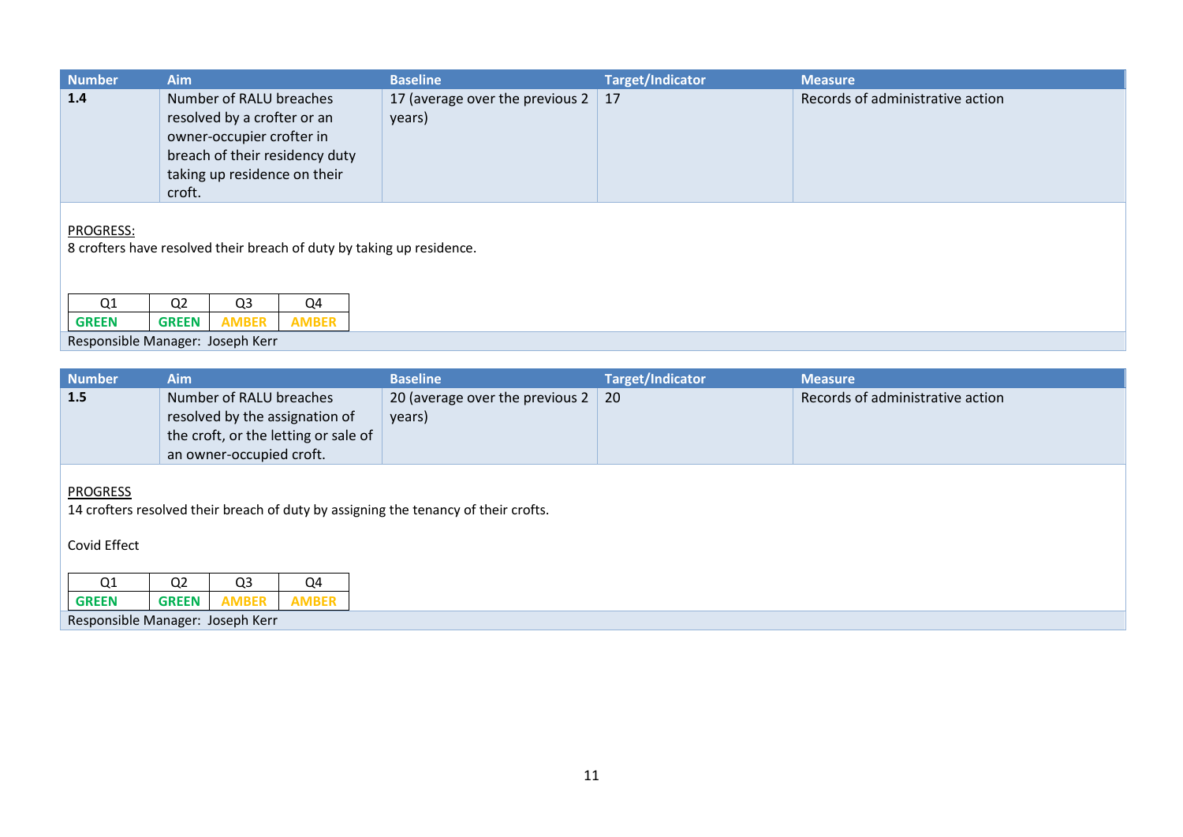| Number | Aim | Baseline | Target/Indicator | Measure |
|---|---|---|---|---|
| **1.4** | Number of RALU breaches resolved by a crofter or an owner-occupier crofter in breach of their residency duty taking up residence on their croft. | 17 (average over the previous 2 years) | 17 | Records of administrative action |

PROGRESS:

8 crofters have resolved their breach of duty by taking up residence.

| Q1 | Q2 | Q3 | Q4 |
|---|---|---|---|
| **GREEN** | **GREEN** | **AMBER** | **AMBER** |

Responsible Manager: Joseph Kerr

| Number | Aim | Baseline | Target/Indicator | Measure |
|---|---|---|---|---|
| **1.5** | Number of RALU breaches resolved by the assignation of the croft, or the letting or sale of an owner-occupied croft. | 20 (average over the previous 2 years) | 20 | Records of administrative action |

PROGRESS

14 crofters resolved their breach of duty by assigning the tenancy of their crofts.

Covid Effect

| Q1 | Q2 | Q3 | Q4 |
|---|---|---|---|
| **GREEN** | **GREEN** | **AMBER** | **AMBER** |

Responsible Manager: Joseph Kerr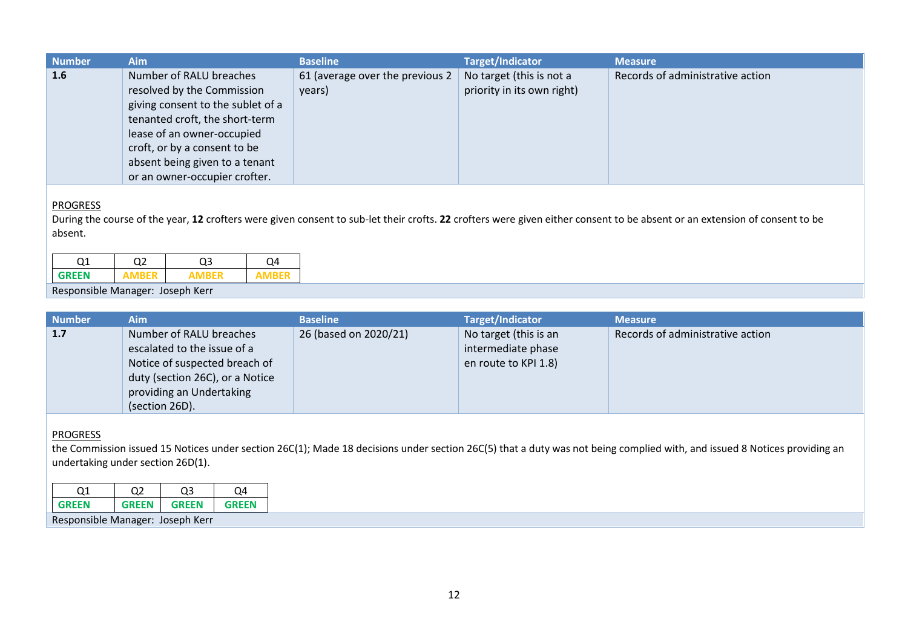| Number | Aim | Baseline | Target/Indicator | Measure |
|---|---|---|---|---|
| **1.6** | Number of RALU breaches resolved by the Commission giving consent to the sublet of a tenanted croft, the short-term lease of an owner-occupied croft, or by a consent to be absent being given to a tenant or an owner-occupier crofter. | 61 (average over the previous 2 years) | No target (this is not a priority in its own right) | Records of administrative action |

PROGRESS

During the course of the year, **12** crofters were given consent to sub-let their crofts. **22** crofters were given either consent to be absent or an extension of consent to be absent.

| Q1 | Q2 | Q3 | Q4 |
|---|---|---|---|
| GREEN | AMBER | AMBER | AMBER |

Responsible Manager: Joseph Kerr

| Number | Aim | Baseline | Target/Indicator | Measure |
|---|---|---|---|---|
| **1.7** | Number of RALU breaches escalated to the issue of a Notice of suspected breach of duty (section 26C), or a Notice providing an Undertaking (section 26D). | 26 (based on 2020/21) | No target (this is an intermediate phase en route to KPI 1.8) | Records of administrative action |

PROGRESS

the Commission issued 15 Notices under section 26C(1); Made 18 decisions under section 26C(5) that a duty was not being complied with, and issued 8 Notices providing an undertaking under section 26D(1).

| Q1 | Q2 | Q3 | Q4 |
|---|---|---|---|
| GREEN | GREEN | GREEN | GREEN |

Responsible Manager: Joseph Kerr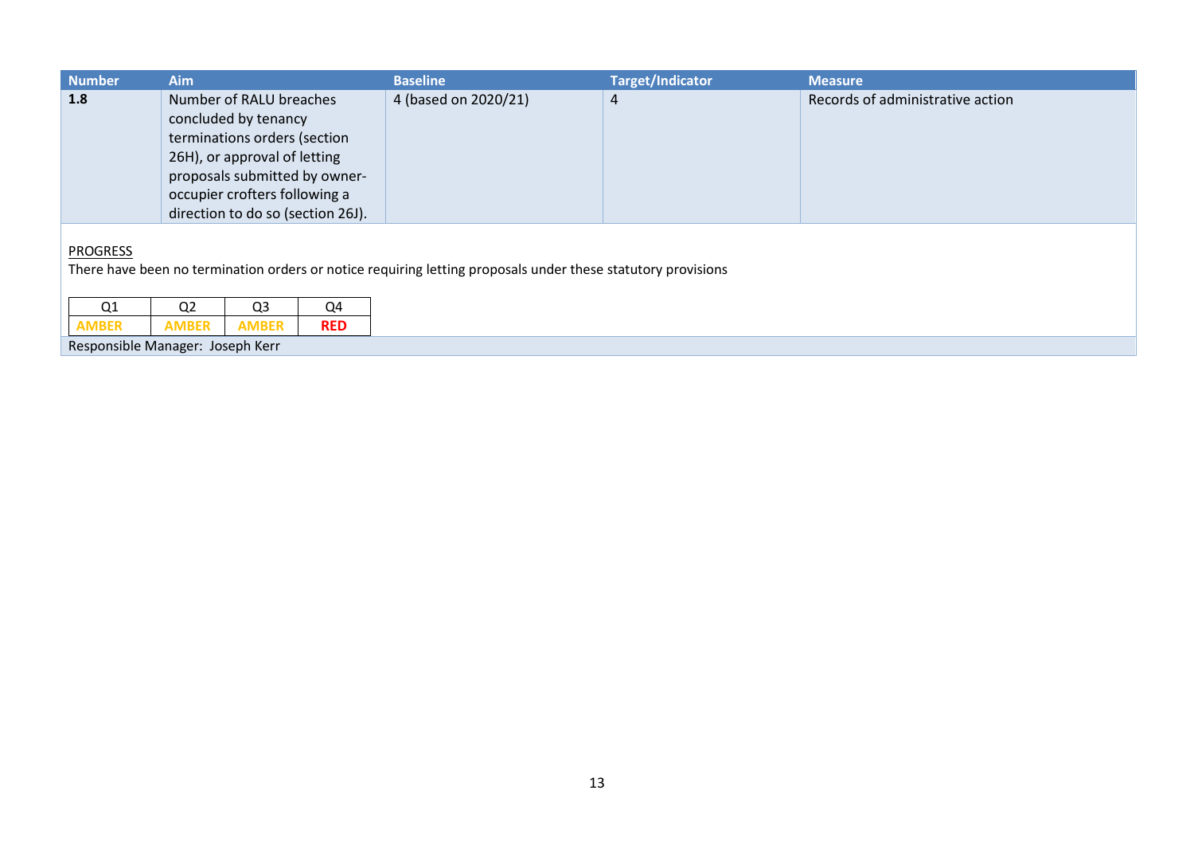| Number | Aim | Baseline | Target/Indicator | Measure |
| --- | --- | --- | --- | --- |
| **1.8** | Number of RALU breaches concluded by tenancy terminations orders (section 26H), or approval of letting proposals submitted by owner-occupier crofters following a direction to do so (section 26J). | 4 (based on 2020/21) | 4 | Records of administrative action |

PROGRESS

There have been no termination orders or notice requiring letting proposals under these statutory provisions

| Q1 | Q2 | Q3 | Q4 |
| --- | --- | --- | --- |
| **AMBER** | **AMBER** | **AMBER** | **RED** |

Responsible Manager: Joseph Kerr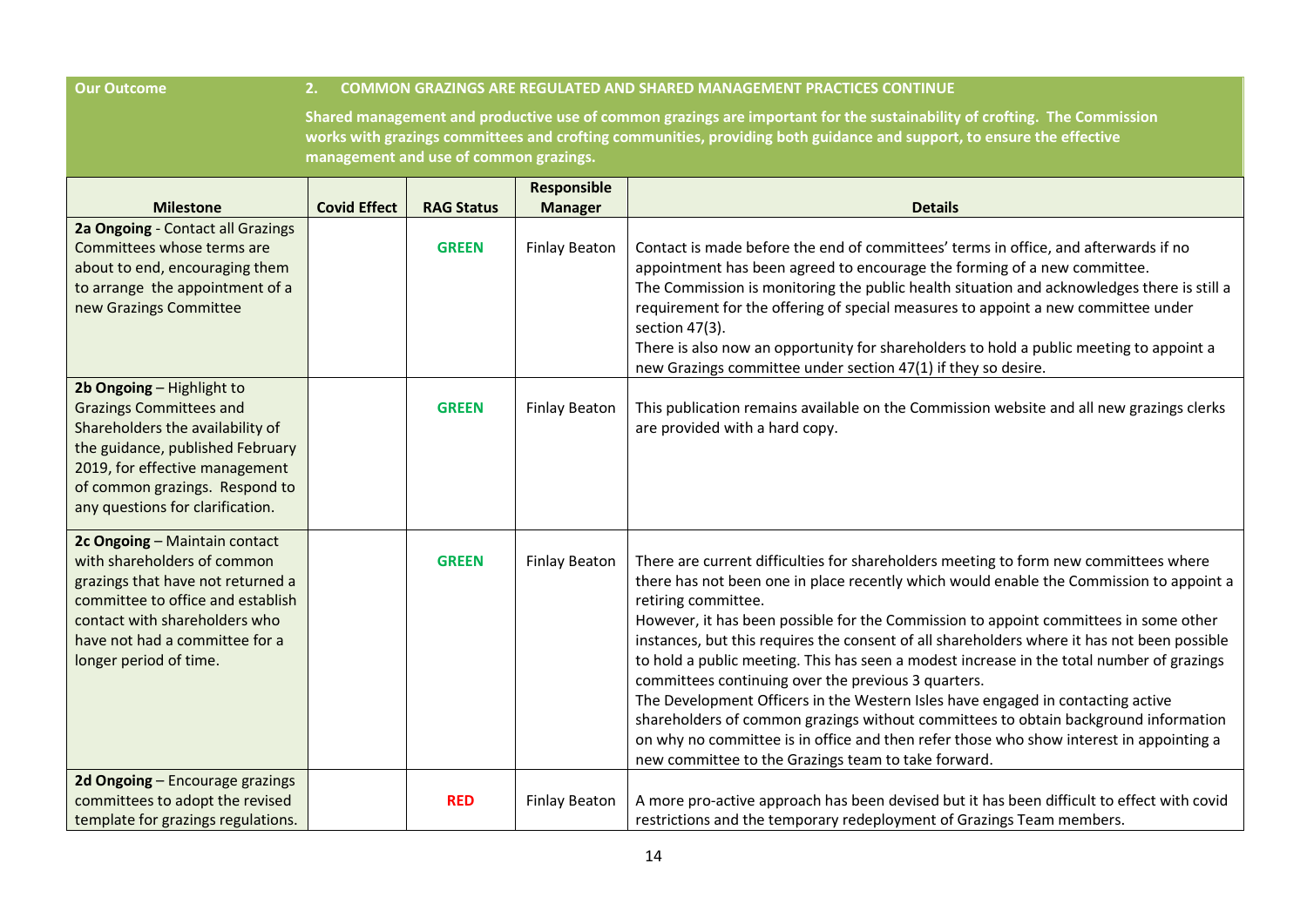| Our Outcome | 2. COMMON GRAZINGS ARE REGULATED AND SHARED MANAGEMENT PRACTICES CONTINUE<br><br>Shared management and productive use of common grazings are important for the sustainability of crofting. The Commission works with grazings committees and crofting communities, providing both guidance and support, to ensure the effective management and use of common grazings. |
|---|---|

| Milestone | Covid Effect | RAG Status | Responsible Manager | Details |
|---|---|---|---|---|
| **2a Ongoing** - Contact all Grazings Committees whose terms are about to end, encouraging them to arrange the appointment of a new Grazings Committee | | **GREEN** | Finlay Beaton | Contact is made before the end of committees' terms in office, and afterwards if no appointment has been agreed to encourage the forming of a new committee.<br>The Commission is monitoring the public health situation and acknowledges there is still a requirement for the offering of special measures to appoint a new committee under section 47(3).<br>There is also now an opportunity for shareholders to hold a public meeting to appoint a new Grazings committee under section 47(1) if they so desire. |
| **2b Ongoing** – Highlight to Grazings Committees and Shareholders the availability of the guidance, published February 2019, for effective management of common grazings. Respond to any questions for clarification. | | **GREEN** | Finlay Beaton | This publication remains available on the Commission website and all new grazings clerks are provided with a hard copy. |
| **2c Ongoing** – Maintain contact with shareholders of common grazings that have not returned a committee to office and establish contact with shareholders who have not had a committee for a longer period of time. | | **GREEN** | Finlay Beaton | There are current difficulties for shareholders meeting to form new committees where there has not been one in place recently which would enable the Commission to appoint a retiring committee.<br>However, it has been possible for the Commission to appoint committees in some other instances, but this requires the consent of all shareholders where it has not been possible to hold a public meeting. This has seen a modest increase in the total number of grazings committees continuing over the previous 3 quarters.<br>The Development Officers in the Western Isles have engaged in contacting active shareholders of common grazings without committees to obtain background information on why no committee is in office and then refer those who show interest in appointing a new committee to the Grazings team to take forward. |
| **2d Ongoing** – Encourage grazings committees to adopt the revised template for grazings regulations. | | **RED** | Finlay Beaton | A more pro-active approach has been devised but it has been difficult to effect with covid restrictions and the temporary redeployment of Grazings Team members. |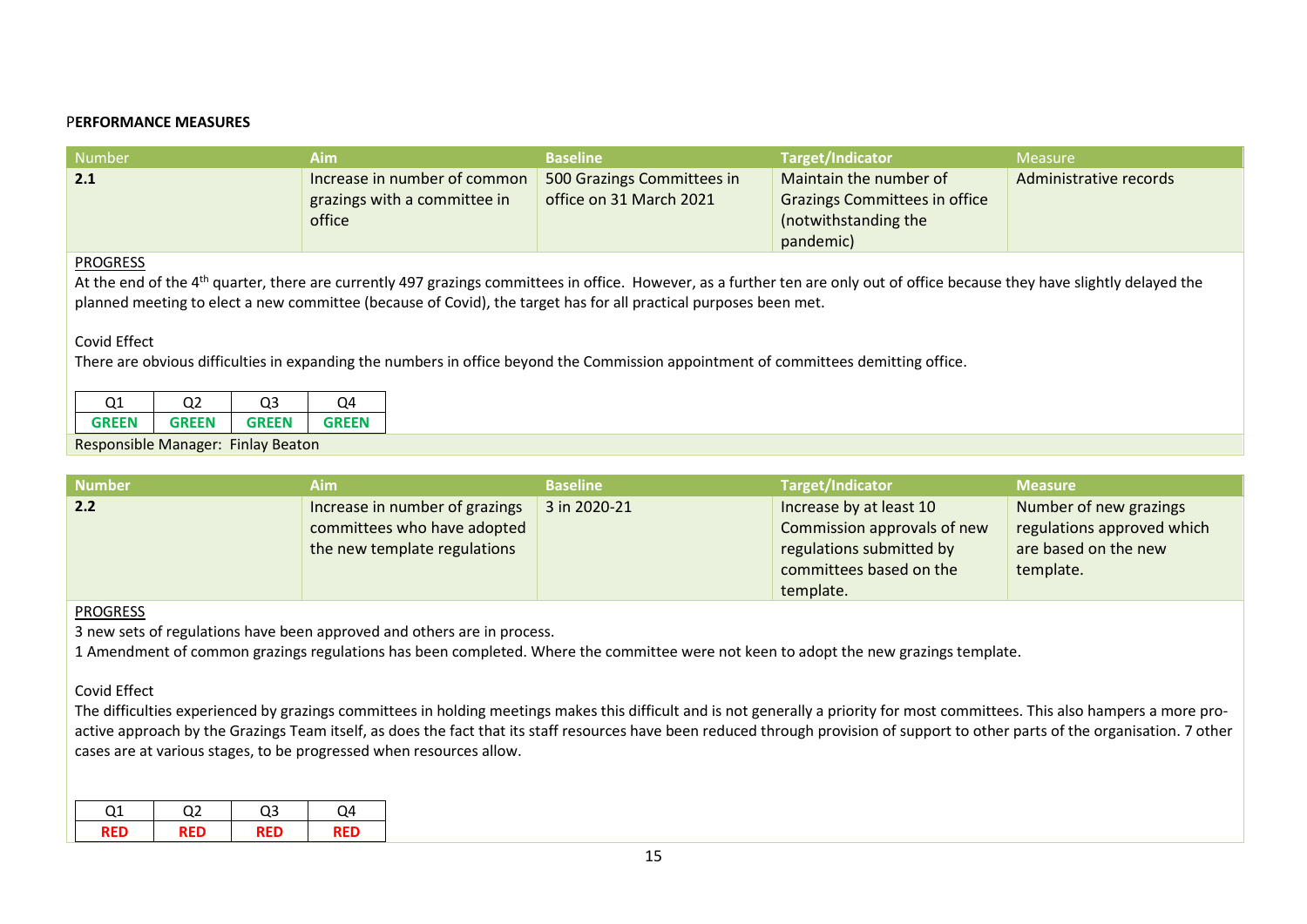**PERFORMANCE MEASURES**

| Number | Aim | Baseline | Target/Indicator | Measure |
|---|---|---|---|---|
| **2.1** | Increase in number of common grazings with a committee in office | 500 Grazings Committees in office on 31 March 2021 | Maintain the number of Grazings Committees in office (notwithstanding the pandemic) | Administrative records |

PROGRESS

At the end of the 4th quarter, there are currently 497 grazings committees in office. However, as a further ten are only out of office because they have slightly delayed the planned meeting to elect a new committee (because of Covid), the target has for all practical purposes been met.

Covid Effect

There are obvious difficulties in expanding the numbers in office beyond the Commission appointment of committees demitting office.

| Q1 | Q2 | Q3 | Q4 |
|---|---|---|---|
| GREEN | GREEN | GREEN | GREEN |

Responsible Manager: Finlay Beaton

| Number | Aim | Baseline | Target/Indicator | Measure |
|---|---|---|---|---|
| **2.2** | Increase in number of grazings committees who have adopted the new template regulations | 3 in 2020-21 | Increase by at least 10 Commission approvals of new regulations submitted by committees based on the template. | Number of new grazings regulations approved which are based on the new template. |

PROGRESS

3 new sets of regulations have been approved and others are in process.

1 Amendment of common grazings regulations has been completed. Where the committee were not keen to adopt the new grazings template.

Covid Effect

The difficulties experienced by grazings committees in holding meetings makes this difficult and is not generally a priority for most committees. This also hampers a more pro-active approach by the Grazings Team itself, as does the fact that its staff resources have been reduced through provision of support to other parts of the organisation. 7 other cases are at various stages, to be progressed when resources allow.

| Q1 | Q2 | Q3 | Q4 |
|---|---|---|---|
| RED | RED | RED | RED |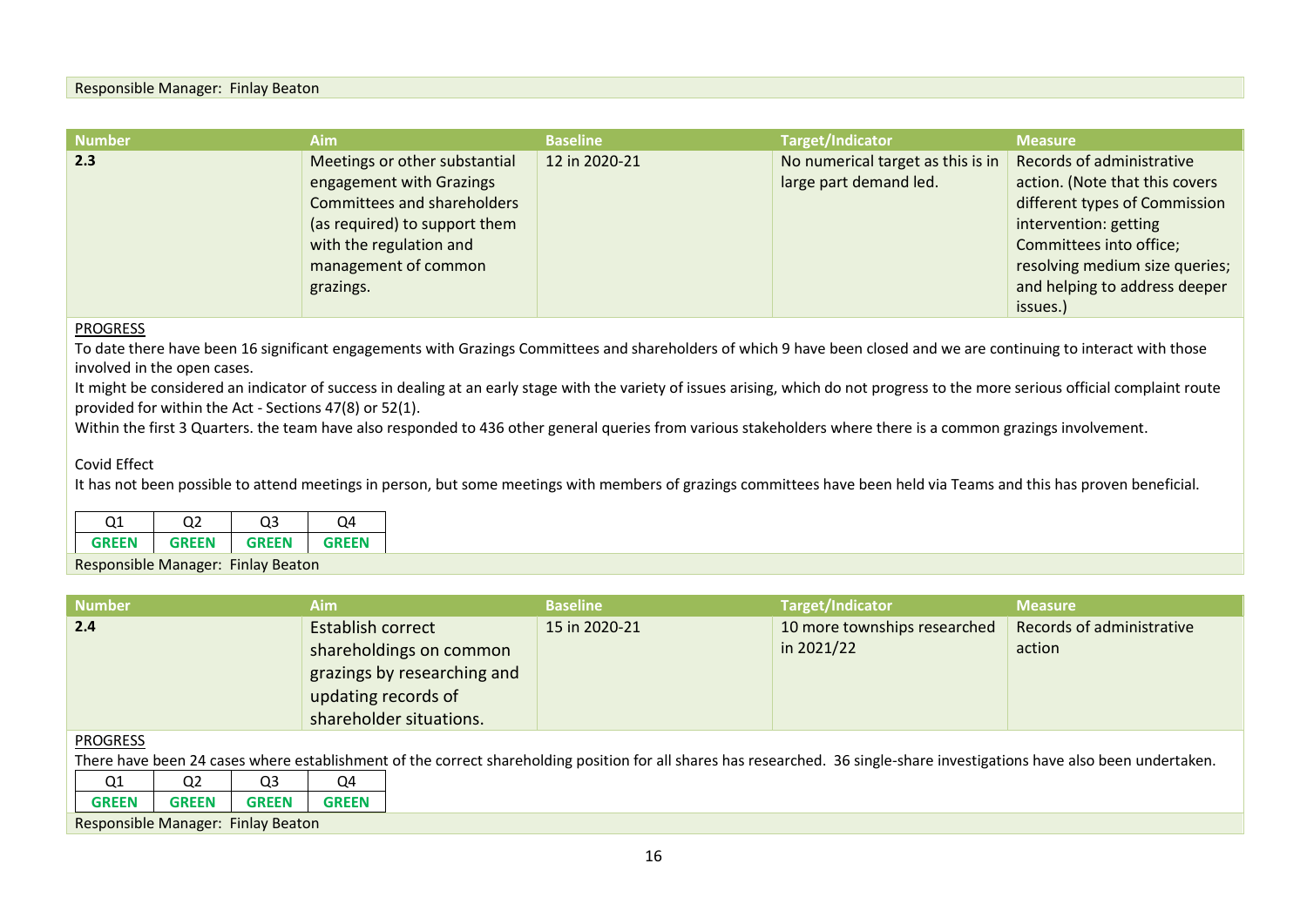Responsible Manager: Finlay Beaton

| Number | Aim | Baseline | Target/Indicator | Measure |
|---|---|---|---|---|
| **2.3** | Meetings or other substantial engagement with Grazings Committees and shareholders (as required) to support them with the regulation and management of common grazings. | 12 in 2020-21 | No numerical target as this is in large part demand led. | Records of administrative action. (Note that this covers different types of Commission intervention: getting Committees into office; resolving medium size queries; and helping to address deeper issues.) |

PROGRESS

To date there have been 16 significant engagements with Grazings Committees and shareholders of which 9 have been closed and we are continuing to interact with those involved in the open cases.

It might be considered an indicator of success in dealing at an early stage with the variety of issues arising, which do not progress to the more serious official complaint route provided for within the Act - Sections 47(8) or 52(1).

Within the first 3 Quarters. the team have also responded to 436 other general queries from various stakeholders where there is a common grazings involvement.

Covid Effect

It has not been possible to attend meetings in person, but some meetings with members of grazings committees have been held via Teams and this has proven beneficial.

| Q1 | Q2 | Q3 | Q4 |
|---|---|---|---|
| **GREEN** | **GREEN** | **GREEN** | **GREEN** |

Responsible Manager: Finlay Beaton

| Number | Aim | Baseline | Target/Indicator | Measure |
|---|---|---|---|---|
| **2.4** | Establish correct shareholdings on common grazings by researching and updating records of shareholder situations. | 15 in 2020-21 | 10 more townships researched in 2021/22 | Records of administrative action |

PROGRESS

There have been 24 cases where establishment of the correct shareholding position for all shares has researched. 36 single-share investigations have also been undertaken.

| Q1 | Q2 | Q3 | Q4 |
|---|---|---|---|
| **GREEN** | **GREEN** | **GREEN** | **GREEN** |

Responsible Manager: Finlay Beaton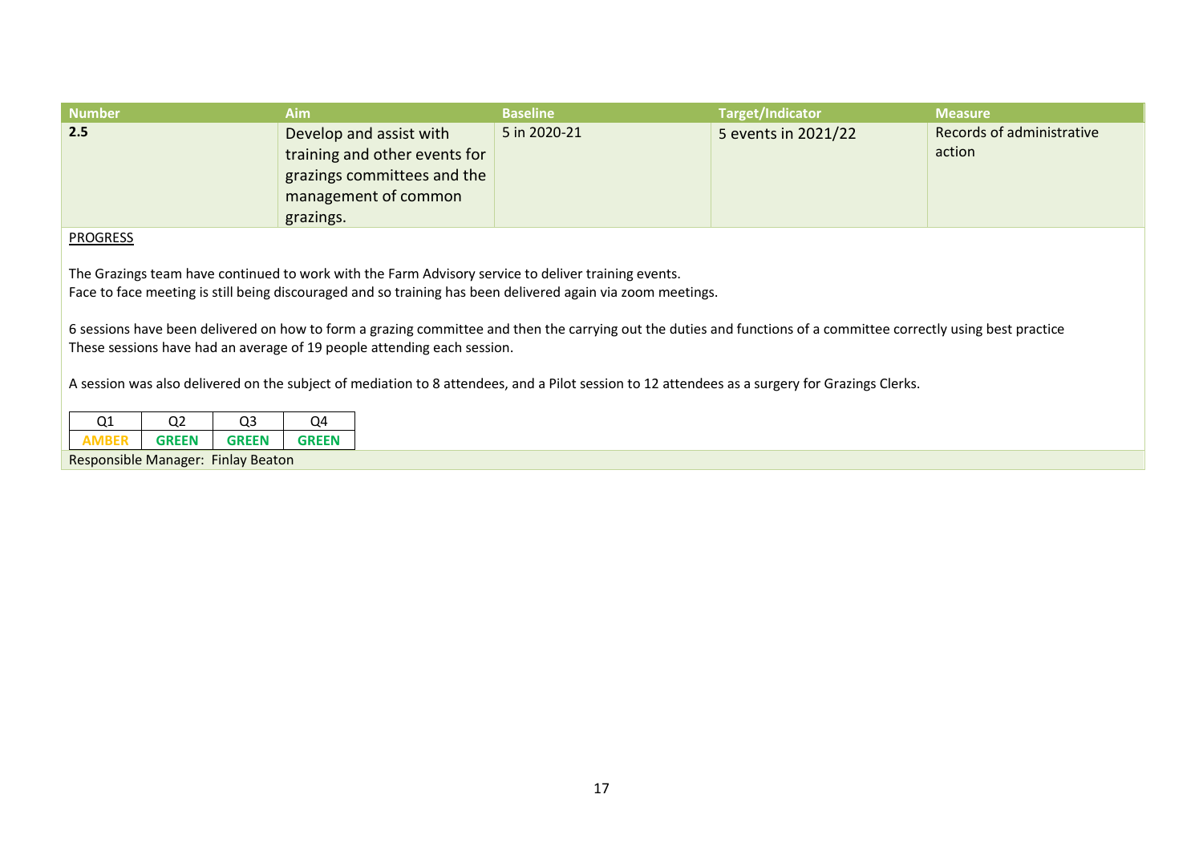| Number | Aim | Baseline | Target/Indicator | Measure |
|---|---|---|---|---|
| **2.5** | Develop and assist with training and other events for grazings committees and the management of common grazings. | 5 in 2020-21 | 5 events in 2021/22 | Records of administrative action |

PROGRESS

The Grazings team have continued to work with the Farm Advisory service to deliver training events.
Face to face meeting is still being discouraged and so training has been delivered again via zoom meetings.

6 sessions have been delivered on how to form a grazing committee and then the carrying out the duties and functions of a committee correctly using best practice
These sessions have had an average of 19 people attending each session.

A session was also delivered on the subject of mediation to 8 attendees, and a Pilot session to 12 attendees as a surgery for Grazings Clerks.

| Q1 | Q2 | Q3 | Q4 |
|---|---|---|---|
| **AMBER** | **GREEN** | **GREEN** | **GREEN** |

Responsible Manager: Finlay Beaton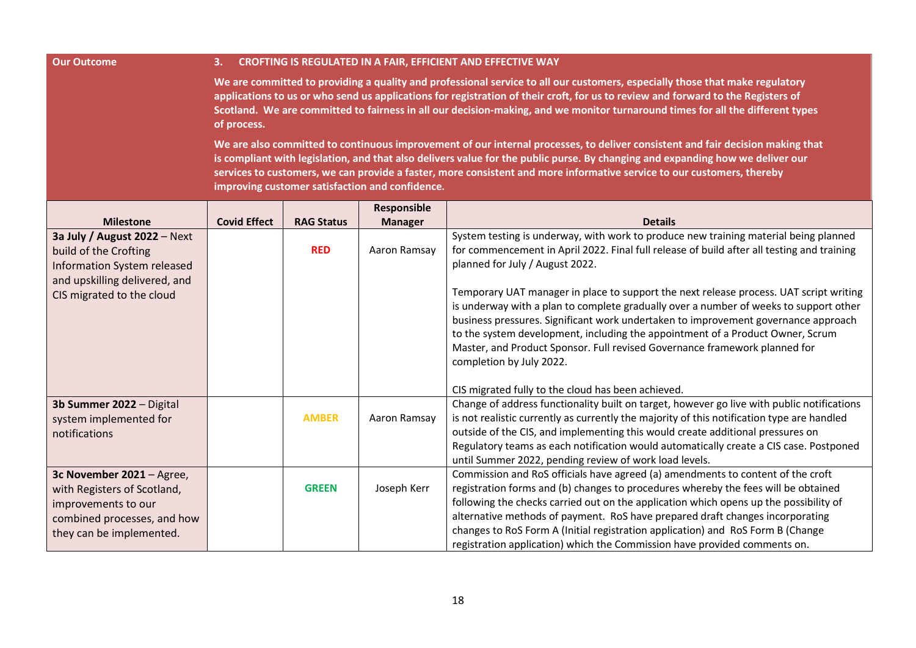| **Our Outcome** | **3. CROFTING IS REGULATED IN A FAIR, EFFICIENT AND EFFECTIVE WAY** |
|---|---|
| | **We are committed to providing a quality and professional service to all our customers, especially those that make regulatory applications to us or who send us applications for registration of their croft, for us to review and forward to the Registers of Scotland. We are committed to fairness in all our decision-making, and we monitor turnaround times for all the different types of process.** |
| | **We are also committed to continuous improvement of our internal processes, to deliver consistent and fair decision making that is compliant with legislation, and that also delivers value for the public purse. By changing and expanding how we deliver our services to customers, we can provide a faster, more consistent and more informative service to our customers, thereby improving customer satisfaction and confidence.** |

| Milestone | Covid Effect | RAG Status | Responsible Manager | Details |
|---|---|---|---|---|
| **3a July / August 2022** – Next build of the Crofting Information System released and upskilling delivered, and CIS migrated to the cloud | | **RED** | Aaron Ramsay | System testing is underway, with work to produce new training material being planned for commencement in April 2022. Final full release of build after all testing and training planned for July / August 2022.<br><br>Temporary UAT manager in place to support the next release process. UAT script writing is underway with a plan to complete gradually over a number of weeks to support other business pressures. Significant work undertaken to improvement governance approach to the system development, including the appointment of a Product Owner, Scrum Master, and Product Sponsor. Full revised Governance framework planned for completion by July 2022.<br><br>CIS migrated fully to the cloud has been achieved. |
| **3b Summer 2022** – Digital system implemented for notifications | | **AMBER** | Aaron Ramsay | Change of address functionality built on target, however go live with public notifications is not realistic currently as currently the majority of this notification type are handled outside of the CIS, and implementing this would create additional pressures on Regulatory teams as each notification would automatically create a CIS case. Postponed until Summer 2022, pending review of work load levels. |
| **3c November 2021** – Agree, with Registers of Scotland, improvements to our combined processes, and how they can be implemented. | | **GREEN** | Joseph Kerr | Commission and RoS officials have agreed (a) amendments to content of the croft registration forms and (b) changes to procedures whereby the fees will be obtained following the checks carried out on the application which opens up the possibility of alternative methods of payment. RoS have prepared draft changes incorporating changes to RoS Form A (Initial registration application) and RoS Form B (Change registration application) which the Commission have provided comments on. |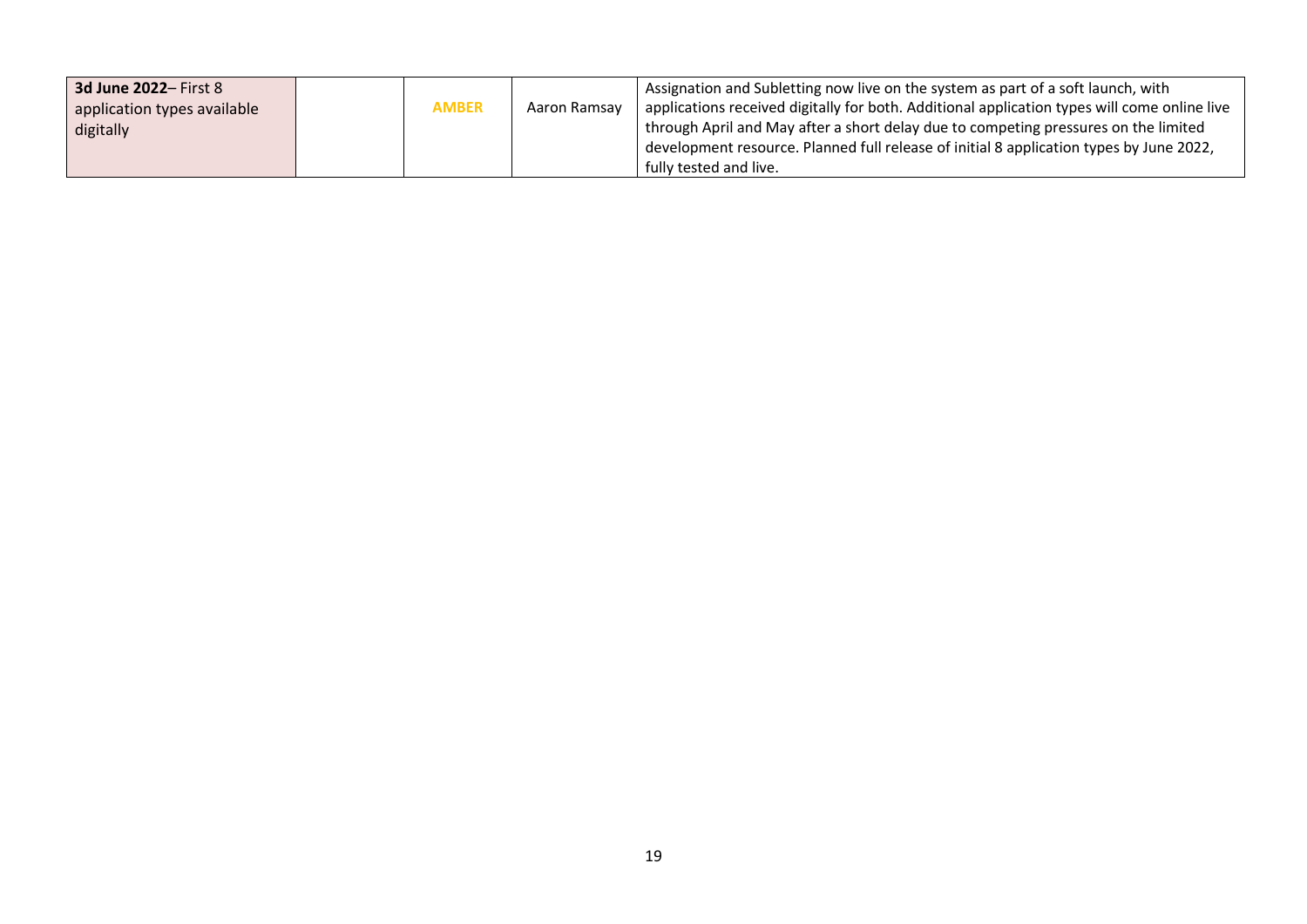| **3d June 2022**– First 8 application types available digitally | | AMBER | Aaron Ramsay | Assignation and Subletting now live on the system as part of a soft launch, with applications received digitally for both. Additional application types will come online live through April and May after a short delay due to competing pressures on the limited development resource. Planned full release of initial 8 application types by June 2022, fully tested and live. |
|---|---|---|---|---|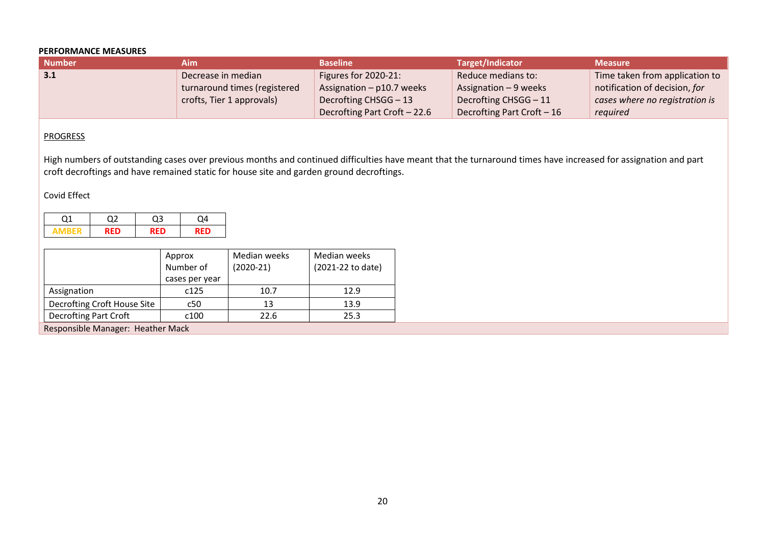**PERFORMANCE MEASURES**

| Number | Aim | Baseline | Target/Indicator | Measure |
|---|---|---|---|---|
| **3.1** | Decrease in median turnaround times (registered crofts, Tier 1 approvals) | Figures for 2020-21:<br>Assignation – p10.7 weeks<br>Decrofting CHSGG – 13<br>Decrofting Part Croft – 22.6 | Reduce medians to:<br>Assignation – 9 weeks<br>Decrofting CHSGG – 11<br>Decrofting Part Croft – 16 | Time taken from application to notification of decision, *for cases where no registration is required* |

<u>PROGRESS</u>

High numbers of outstanding cases over previous months and continued difficulties have meant that the turnaround times have increased for assignation and part croft decroftings and have remained static for house site and garden ground decroftings.

Covid Effect

| Q1 | Q2 | Q3 | Q4 |
|---|---|---|---|
| **AMBER** | **RED** | **RED** | **RED** |

| | Approx Number of cases per year | Median weeks (2020-21) | Median weeks (2021-22 to date) |
|---|---|---|---|
| Assignation | c125 | 10.7 | 12.9 |
| Decrofting Croft House Site | c50 | 13 | 13.9 |
| Decrofting Part Croft | c100 | 22.6 | 25.3 |

Responsible Manager: Heather Mack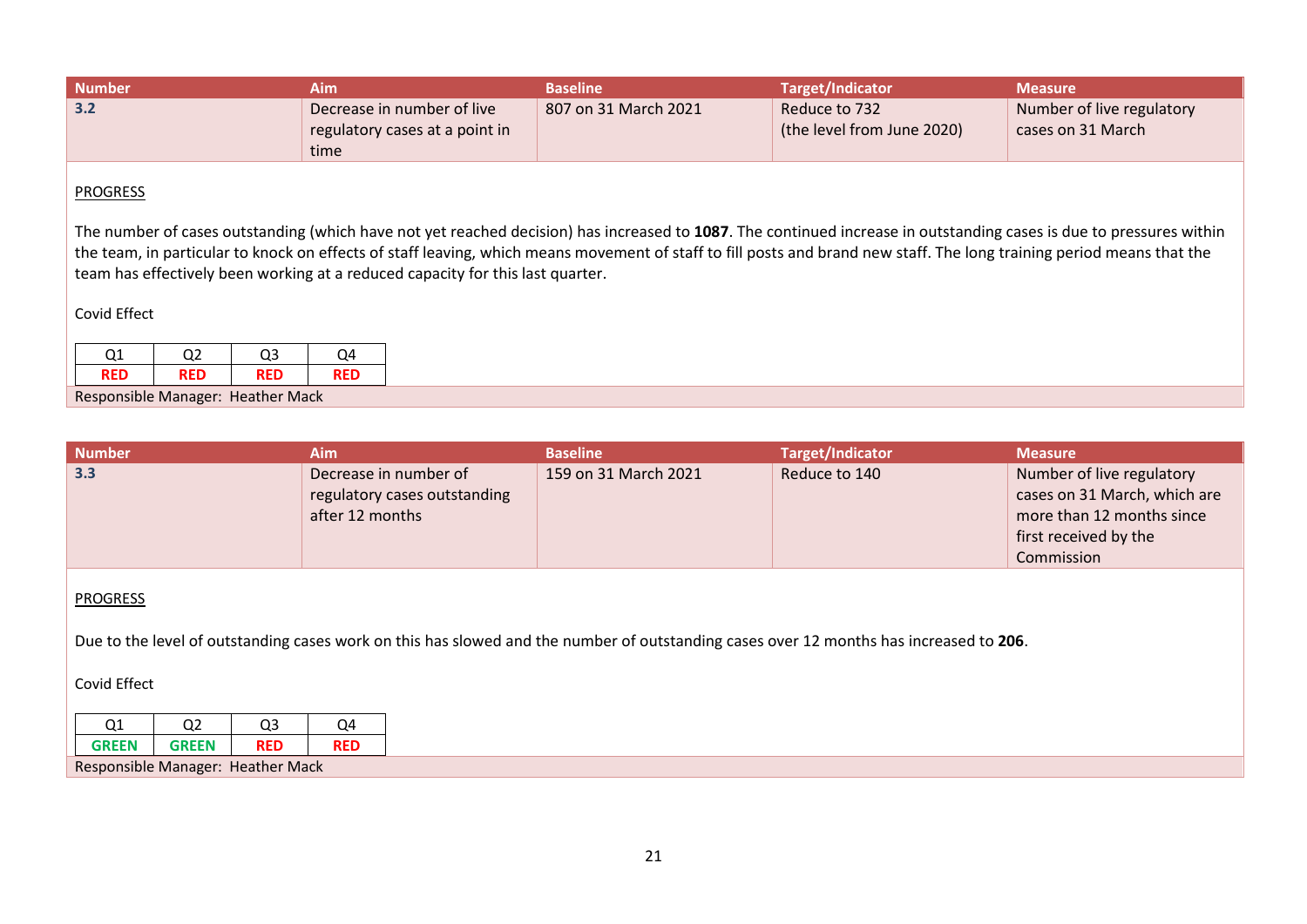| Number | Aim | Baseline | Target/Indicator | Measure |
|---|---|---|---|---|
| 3.2 | Decrease in number of live regulatory cases at a point in time | 807 on 31 March 2021 | Reduce to 732 (the level from June 2020) | Number of live regulatory cases on 31 March |

PROGRESS

The number of cases outstanding (which have not yet reached decision) has increased to **1087**. The continued increase in outstanding cases is due to pressures within the team, in particular to knock on effects of staff leaving, which means movement of staff to fill posts and brand new staff. The long training period means that the team has effectively been working at a reduced capacity for this last quarter.

Covid Effect

| Q1 | Q2 | Q3 | Q4 |
|---|---|---|---|
| **RED** | **RED** | **RED** | **RED** |

Responsible Manager: Heather Mack

| Number | Aim | Baseline | Target/Indicator | Measure |
|---|---|---|---|---|
| 3.3 | Decrease in number of regulatory cases outstanding after 12 months | 159 on 31 March 2021 | Reduce to 140 | Number of live regulatory cases on 31 March, which are more than 12 months since first received by the Commission |

PROGRESS

Due to the level of outstanding cases work on this has slowed and the number of outstanding cases over 12 months has increased to **206**.

Covid Effect

| Q1 | Q2 | Q3 | Q4 |
|---|---|---|---|
| **GREEN** | **GREEN** | **RED** | **RED** |

Responsible Manager: Heather Mack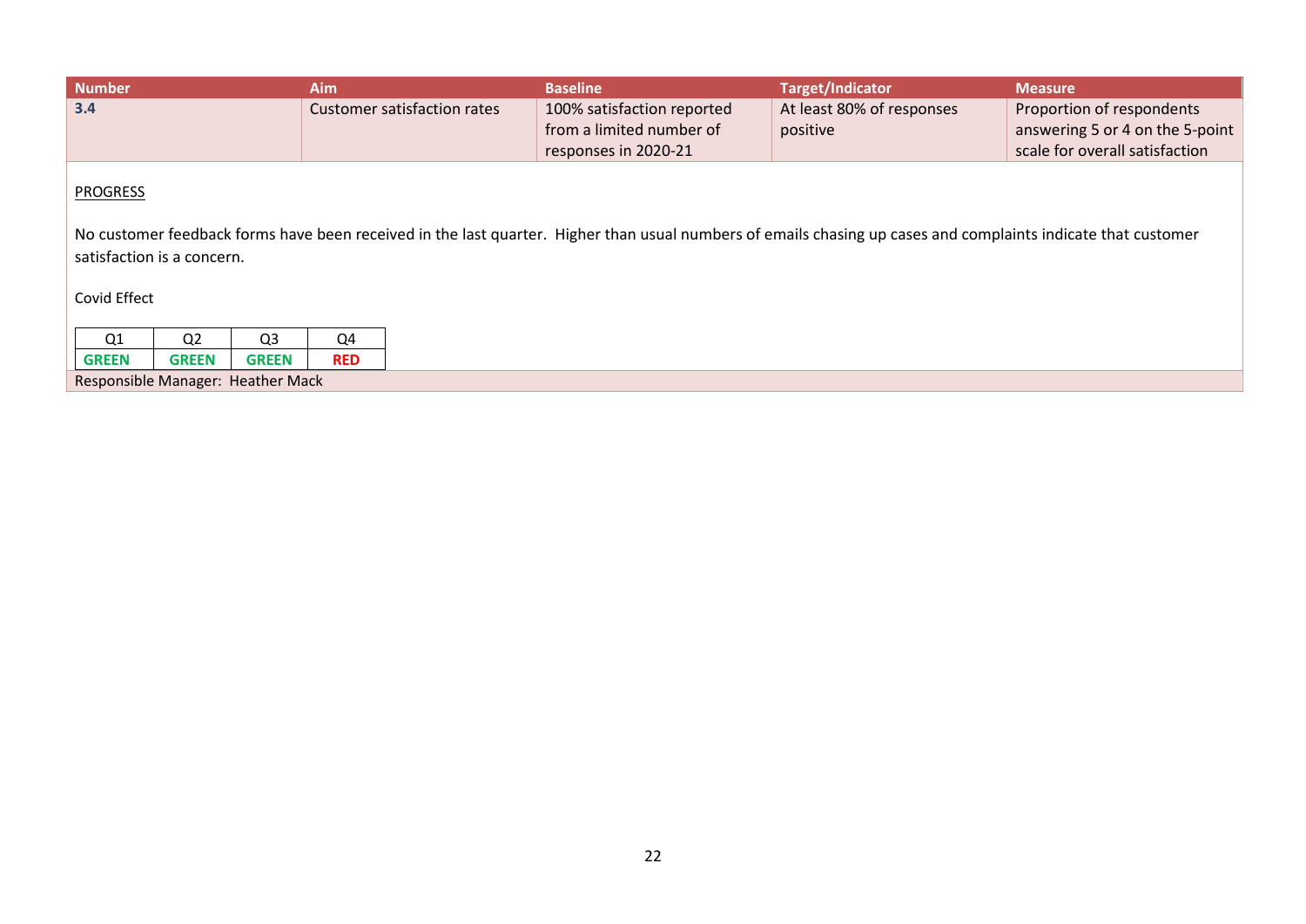| Number | Aim | Baseline | Target/Indicator | Measure |
|---|---|---|---|---|
| **3.4** | Customer satisfaction rates | 100% satisfaction reported from a limited number of responses in 2020-21 | At least 80% of responses positive | Proportion of respondents answering 5 or 4 on the 5-point scale for overall satisfaction |

PROGRESS

No customer feedback forms have been received in the last quarter. Higher than usual numbers of emails chasing up cases and complaints indicate that customer satisfaction is a concern.

Covid Effect

| Q1 | Q2 | Q3 | Q4 |
|---|---|---|---|
| **GREEN** | **GREEN** | **GREEN** | **RED** |

Responsible Manager: Heather Mack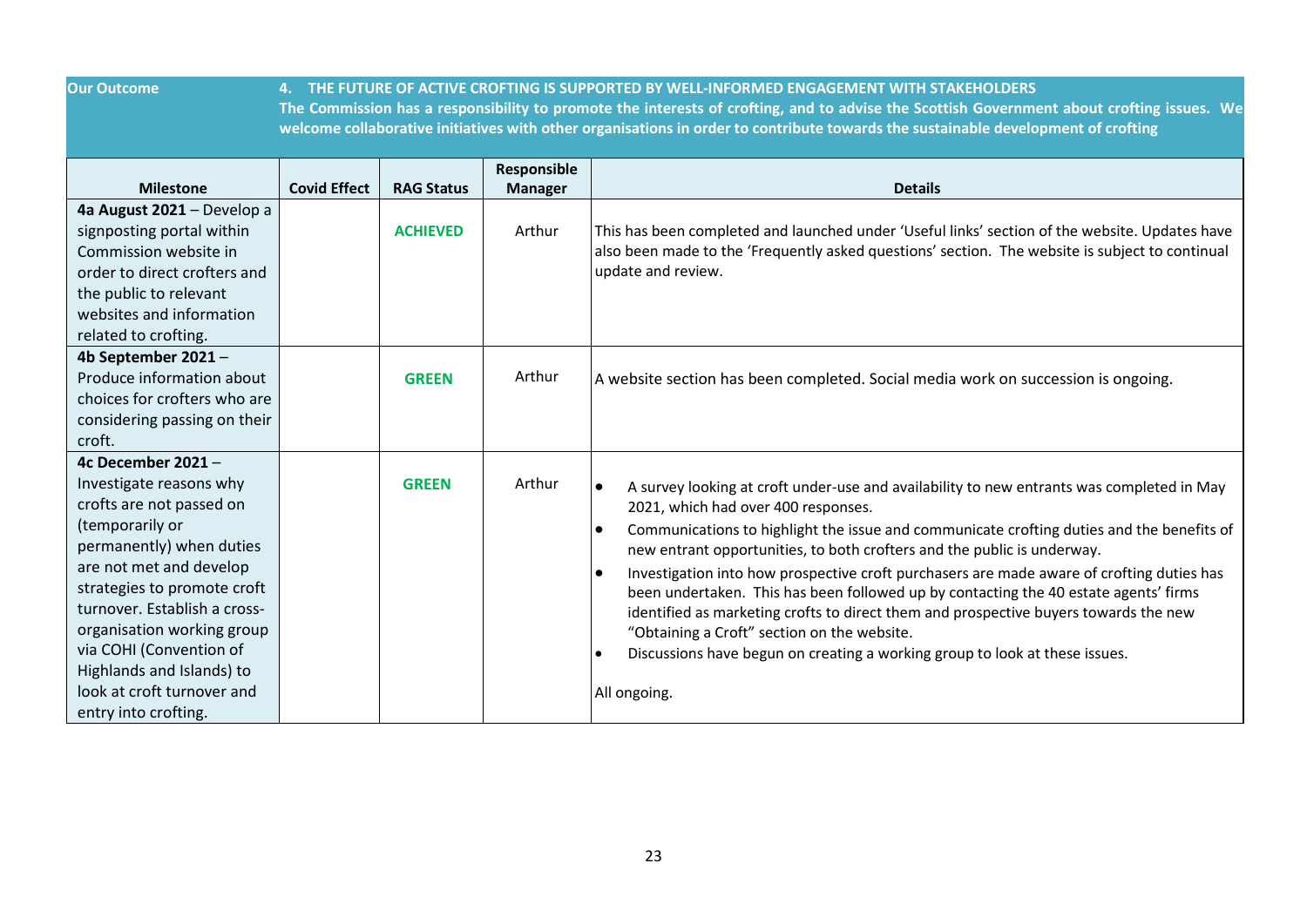| Our Outcome | 4. THE FUTURE OF ACTIVE CROFTING IS SUPPORTED BY WELL-INFORMED ENGAGEMENT WITH STAKEHOLDERS<br>The Commission has a responsibility to promote the interests of crofting, and to advise the Scottish Government about crofting issues. We welcome collaborative initiatives with other organisations in order to contribute towards the sustainable development of crofting |
|---|---|

| Milestone | Covid Effect | RAG Status | Responsible Manager | Details |
|---|---|---|---|---|
| **4a August 2021** – Develop a signposting portal within Commission website in order to direct crofters and the public to relevant websites and information related to crofting. | | **ACHIEVED** | Arthur | This has been completed and launched under 'Useful links' section of the website. Updates have also been made to the 'Frequently asked questions' section. The website is subject to continual update and review. |
| **4b September 2021** – Produce information about choices for crofters who are considering passing on their croft. | | **GREEN** | Arthur | A website section has been completed. Social media work on succession is ongoing. |
| **4c December 2021** – Investigate reasons why crofts are not passed on (temporarily or permanently) when duties are not met and develop strategies to promote croft turnover. Establish a cross-organisation working group via COHI (Convention of Highlands and Islands) to look at croft turnover and entry into crofting. | | **GREEN** | Arthur | • A survey looking at croft under-use and availability to new entrants was completed in May 2021, which had over 400 responses.<br>• Communications to highlight the issue and communicate crofting duties and the benefits of new entrant opportunities, to both crofters and the public is underway.<br>• Investigation into how prospective croft purchasers are made aware of crofting duties has been undertaken. This has been followed up by contacting the 40 estate agents' firms identified as marketing crofts to direct them and prospective buyers towards the new "Obtaining a Croft" section on the website.<br>• Discussions have begun on creating a working group to look at these issues.<br><br>All ongoing. |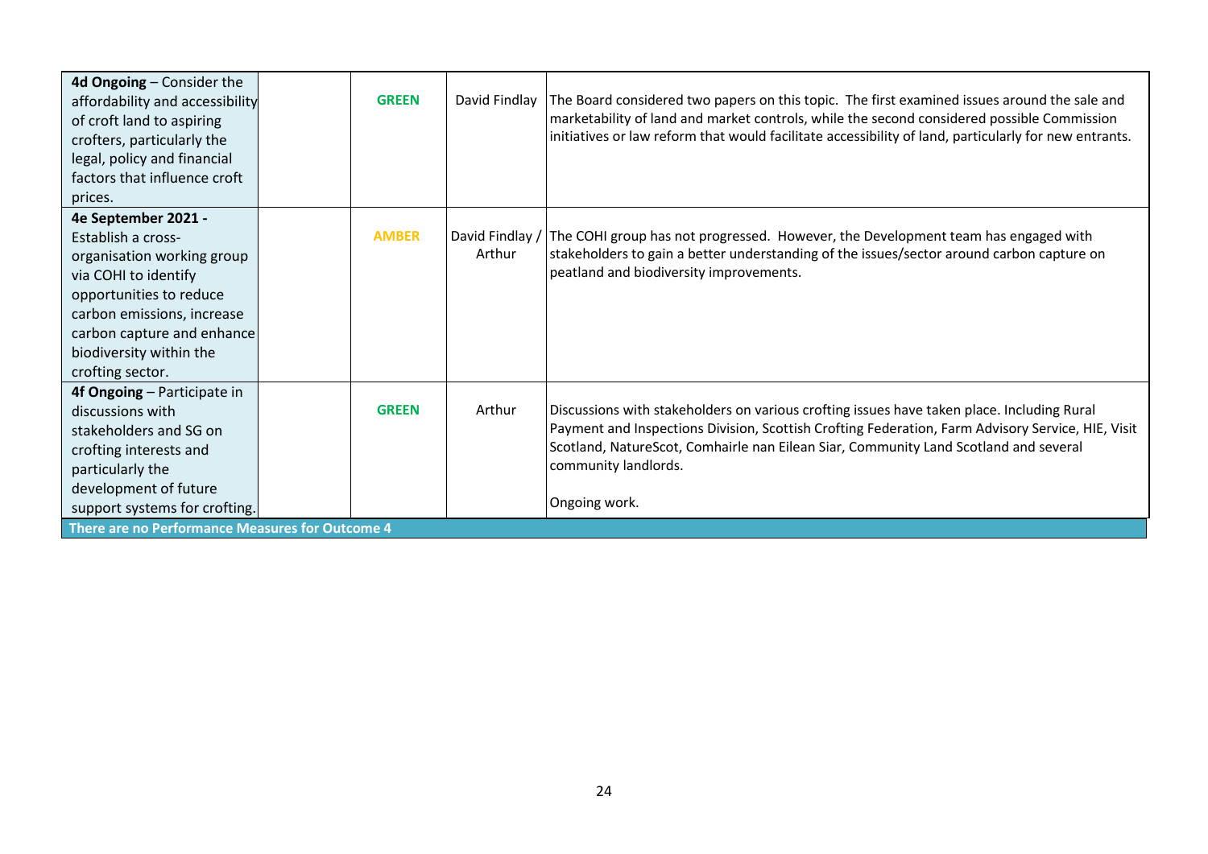| | | | | |
|---|---|---|---|---|
| **4d Ongoing** – Consider the affordability and accessibility of croft land to aspiring crofters, particularly the legal, policy and financial factors that influence croft prices. | | **GREEN** | David Findlay | The Board considered two papers on this topic. The first examined issues around the sale and marketability of land and market controls, while the second considered possible Commission initiatives or law reform that would facilitate accessibility of land, particularly for new entrants. |
| **4e September 2021 -** Establish a cross-organisation working group via COHI to identify opportunities to reduce carbon emissions, increase carbon capture and enhance biodiversity within the crofting sector. | | **AMBER** | David Findlay / Arthur | The COHI group has not progressed. However, the Development team has engaged with stakeholders to gain a better understanding of the issues/sector around carbon capture on peatland and biodiversity improvements. |
| **4f Ongoing** – Participate in discussions with stakeholders and SG on crofting interests and particularly the development of future support systems for crofting. | | **GREEN** | Arthur | Discussions with stakeholders on various crofting issues have taken place. Including Rural Payment and Inspections Division, Scottish Crofting Federation, Farm Advisory Service, HIE, Visit Scotland, NatureScot, Comhairle nan Eilean Siar, Community Land Scotland and several community landlords.<br><br>Ongoing work. |
| **There are no Performance Measures for Outcome 4** | | | | |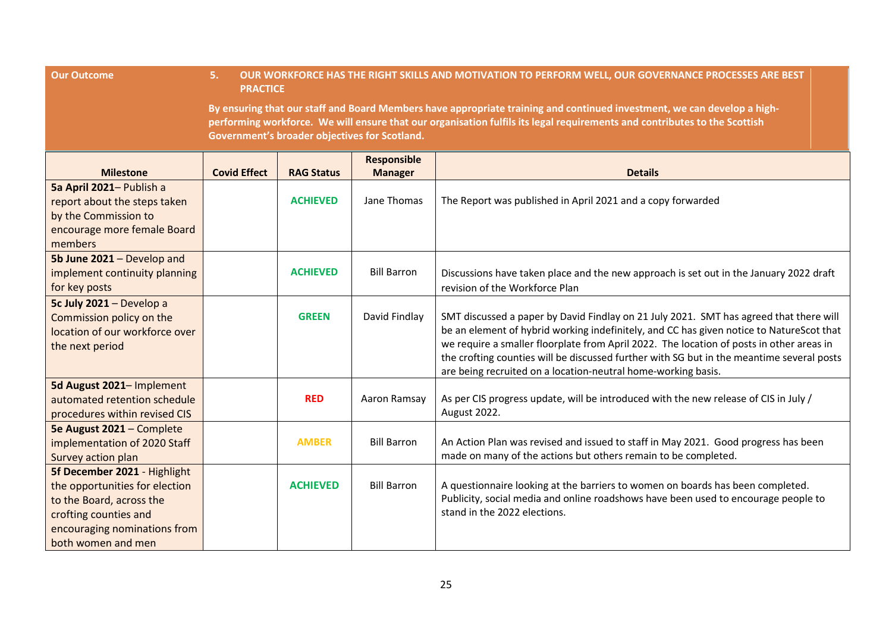| Our Outcome | 5. OUR WORKFORCE HAS THE RIGHT SKILLS AND MOTIVATION TO PERFORM WELL, OUR GOVERNANCE PROCESSES ARE BEST PRACTICE<br><br>By ensuring that our staff and Board Members have appropriate training and continued investment, we can develop a high-performing workforce. We will ensure that our organisation fulfils its legal requirements and contributes to the Scottish Government's broader objectives for Scotland. |
|---|---|

| Milestone | Covid Effect | RAG Status | Responsible Manager | Details |
|---|---|---|---|---|
| **5a April 2021**– Publish a report about the steps taken by the Commission to encourage more female Board members | | **ACHIEVED** | Jane Thomas | The Report was published in April 2021 and a copy forwarded |
| **5b June 2021** – Develop and implement continuity planning for key posts | | **ACHIEVED** | Bill Barron | Discussions have taken place and the new approach is set out in the January 2022 draft revision of the Workforce Plan |
| **5c July 2021** – Develop a Commission policy on the location of our workforce over the next period | | **GREEN** | David Findlay | SMT discussed a paper by David Findlay on 21 July 2021. SMT has agreed that there will be an element of hybrid working indefinitely, and CC has given notice to NatureScot that we require a smaller floorplate from April 2022. The location of posts in other areas in the crofting counties will be discussed further with SG but in the meantime several posts are being recruited on a location-neutral home-working basis. |
| **5d August 2021**– Implement automated retention schedule procedures within revised CIS | | **RED** | Aaron Ramsay | As per CIS progress update, will be introduced with the new release of CIS in July / August 2022. |
| **5e August 2021** – Complete implementation of 2020 Staff Survey action plan | | **AMBER** | Bill Barron | An Action Plan was revised and issued to staff in May 2021. Good progress has been made on many of the actions but others remain to be completed. |
| **5f December 2021** - Highlight the opportunities for election to the Board, across the crofting counties and encouraging nominations from both women and men | | **ACHIEVED** | Bill Barron | A questionnaire looking at the barriers to women on boards has been completed. Publicity, social media and online roadshows have been used to encourage people to stand in the 2022 elections. |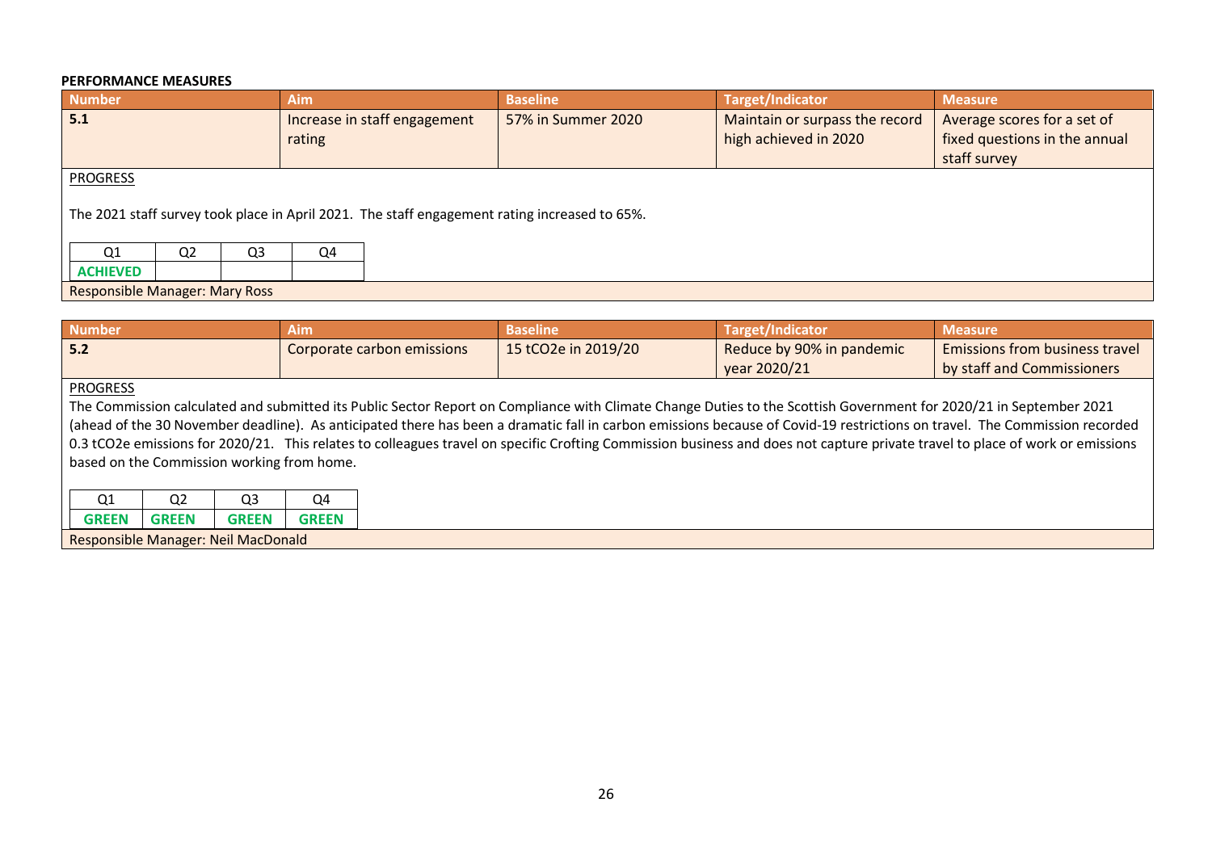**PERFORMANCE MEASURES**

| Number | Aim | Baseline | Target/Indicator | Measure |
|---|---|---|---|---|
| **5.1** | Increase in staff engagement rating | 57% in Summer 2020 | Maintain or surpass the record high achieved in 2020 | Average scores for a set of fixed questions in the annual staff survey |

PROGRESS

The 2021 staff survey took place in April 2021. The staff engagement rating increased to 65%.

| Q1 | Q2 | Q3 | Q4 |
|---|---|---|---|
| **ACHIEVED** | | | |

Responsible Manager: Mary Ross

| Number | Aim | Baseline | Target/Indicator | Measure |
|---|---|---|---|---|
| **5.2** | Corporate carbon emissions | 15 $tCO_2e$ in 2019/20 | Reduce by 90% in pandemic year 2020/21 | Emissions from business travel by staff and Commissioners |

PROGRESS

The Commission calculated and submitted its Public Sector Report on Compliance with Climate Change Duties to the Scottish Government for 2020/21 in September 2021 (ahead of the 30 November deadline). As anticipated there has been a dramatic fall in carbon emissions because of Covid-19 restrictions on travel. The Commission recorded 0.3 $tCO_2e$ emissions for 2020/21. This relates to colleagues travel on specific Crofting Commission business and does not capture private travel to place of work or emissions based on the Commission working from home.

| Q1 | Q2 | Q3 | Q4 |
|---|---|---|---|
| **GREEN** | **GREEN** | **GREEN** | **GREEN** |

Responsible Manager: Neil MacDonald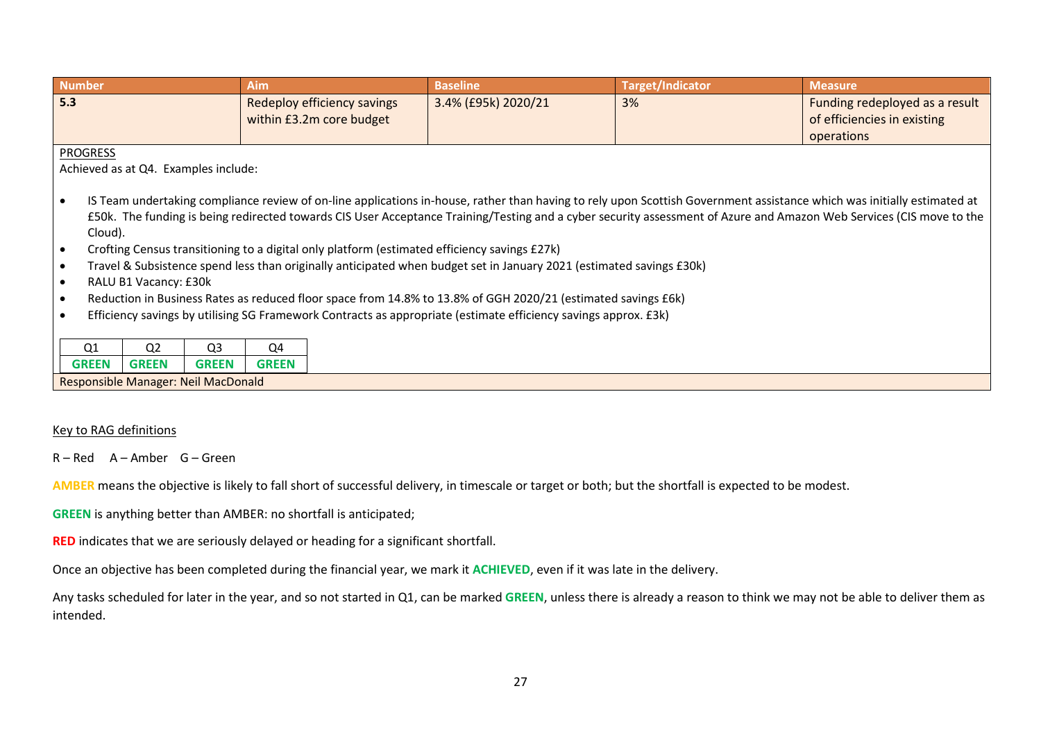| Number | Aim | Baseline | Target/Indicator | Measure |
|---|---|---|---|---|
| **5.3** | Redeploy efficiency savings within £3.2m core budget | 3.4% (£95k) 2020/21 | 3% | Funding redeployed as a result of efficiencies in existing operations |

PROGRESS

Achieved as at Q4. Examples include:

- IS Team undertaking compliance review of on-line applications in-house, rather than having to rely upon Scottish Government assistance which was initially estimated at £50k. The funding is being redirected towards CIS User Acceptance Training/Testing and a cyber security assessment of Azure and Amazon Web Services (CIS move to the Cloud).
- Crofting Census transitioning to a digital only platform (estimated efficiency savings £27k)
- Travel & Subsistence spend less than originally anticipated when budget set in January 2021 (estimated savings £30k)
- RALU B1 Vacancy: £30k
- Reduction in Business Rates as reduced floor space from 14.8% to 13.8% of GGH 2020/21 (estimated savings £6k)
- Efficiency savings by utilising SG Framework Contracts as appropriate (estimate efficiency savings approx. £3k)

| Q1 | Q2 | Q3 | Q4 |
|---|---|---|---|
| **GREEN** | **GREEN** | **GREEN** | **GREEN** |

Responsible Manager: Neil MacDonald

Key to RAG definitions

R – Red A – Amber G – Green

**AMBER** means the objective is likely to fall short of successful delivery, in timescale or target or both; but the shortfall is expected to be modest.

**GREEN** is anything better than AMBER: no shortfall is anticipated;

**RED** indicates that we are seriously delayed or heading for a significant shortfall.

Once an objective has been completed during the financial year, we mark it **ACHIEVED**, even if it was late in the delivery.

Any tasks scheduled for later in the year, and so not started in Q1, can be marked **GREEN**, unless there is already a reason to think we may not be able to deliver them as intended.